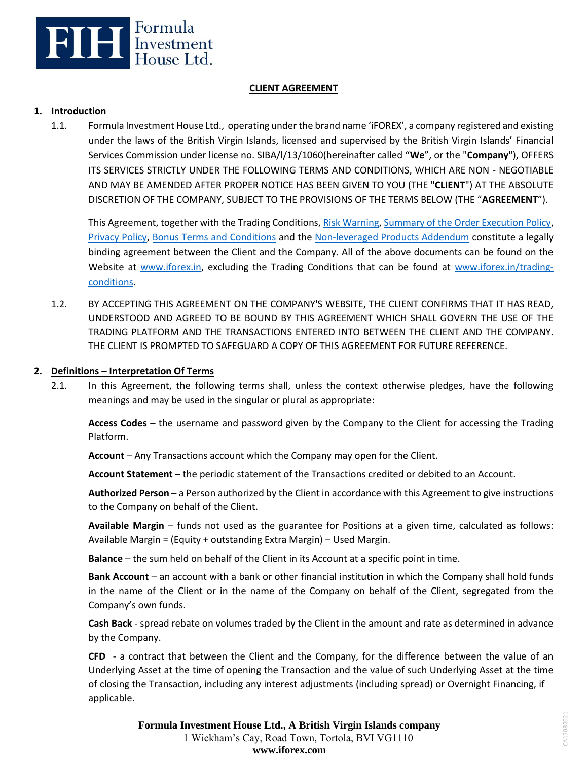Formula Investment House Ltd.

# CLIENT AGREEMENT

## 1. Introduction

1.1. Formula Investment House Ltd., operating under the brand name 'iFOREX', a company registered and existing under the laws of the British Virgin Islands, licensed and supervised by the British Virgin Islands' Financial Services Commission under license no. SIBA/l/13/1060(hereinafter called "**We**", or the "**Company**"), OFFERS ITS SERVICES STRICTLY UNDER THE FOLLOWING TERMS AND CONDITIONS, WHICH ARE NON - NEGOTIABLE AND MAY BE AMENDED AFTER PROPER NOTICE HAS BEEN GIVEN TO YOU (THE "**CLIENT**") AT THE ABSOLUTE DISCRETION OF THE COMPANY, SUBJECT TO THE PROVISIONS OF THE TERMS BELOW (THE "**AGREEMENT**").

This Agreement, together with the Trading Conditions, Risk Warning, Summary of the Order Execution Policy, Privacy Policy, Bonus Terms and Conditions and the Non-leveraged Products Addendum constitute a legally binding agreement between the Client and the Company. All of the above documents can be found on the Website at www.iforex.in, excluding the Trading Conditions that can be found at www.iforex.in/trading-conditions.

1.2. BY ACCEPTING THIS AGREEMENT ON THE COMPANY'S WEBSITE, THE CLIENT CONFIRMS THAT IT HAS READ, UNDERSTOOD AND AGREED TO BE BOUND BY THIS AGREEMENT WHICH SHALL GOVERN THE USE OF THE TRADING PLATFORM AND THE TRANSACTIONS ENTERED INTO BETWEEN THE CLIENT AND THE COMPANY. THE CLIENT IS PROMPTED TO SAFEGUARD A COPY OF THIS AGREEMENT FOR FUTURE REFERENCE.

## 2. Definitions – Interpretation Of Terms

2.1. In this Agreement, the following terms shall, unless the context otherwise pledges, have the following meanings and may be used in the singular or plural as appropriate:

**Access Codes** – the username and password given by the Company to the Client for accessing the Trading Platform.

**Account** – Any Transactions account which the Company may open for the Client.

**Account Statement** – the periodic statement of the Transactions credited or debited to an Account.

**Authorized Person** – a Person authorized by the Client in accordance with this Agreement to give instructions to the Company on behalf of the Client.

**Available Margin** – funds not used as the guarantee for Positions at a given time, calculated as follows: Available Margin = (Equity + outstanding Extra Margin) – Used Margin.

**Balance** – the sum held on behalf of the Client in its Account at a specific point in time.

**Bank Account** – an account with a bank or other financial institution in which the Company shall hold funds in the name of the Client or in the name of the Company on behalf of the Client, segregated from the Company's own funds.

**Cash Back** - spread rebate on volumes traded by the Client in the amount and rate as determined in advance by the Company.

**CFD** - a contract that between the Client and the Company, for the difference between the value of an Underlying Asset at the time of opening the Transaction and the value of such Underlying Asset at the time of closing the Transaction, including any interest adjustments (including spread) or Overnight Financing, if applicable.

**Formula Investment House Ltd., A British Virgin Islands company**
1 Wickham's Cay, Road Town, Tortola, BVI VG1110
**www.iforex.com**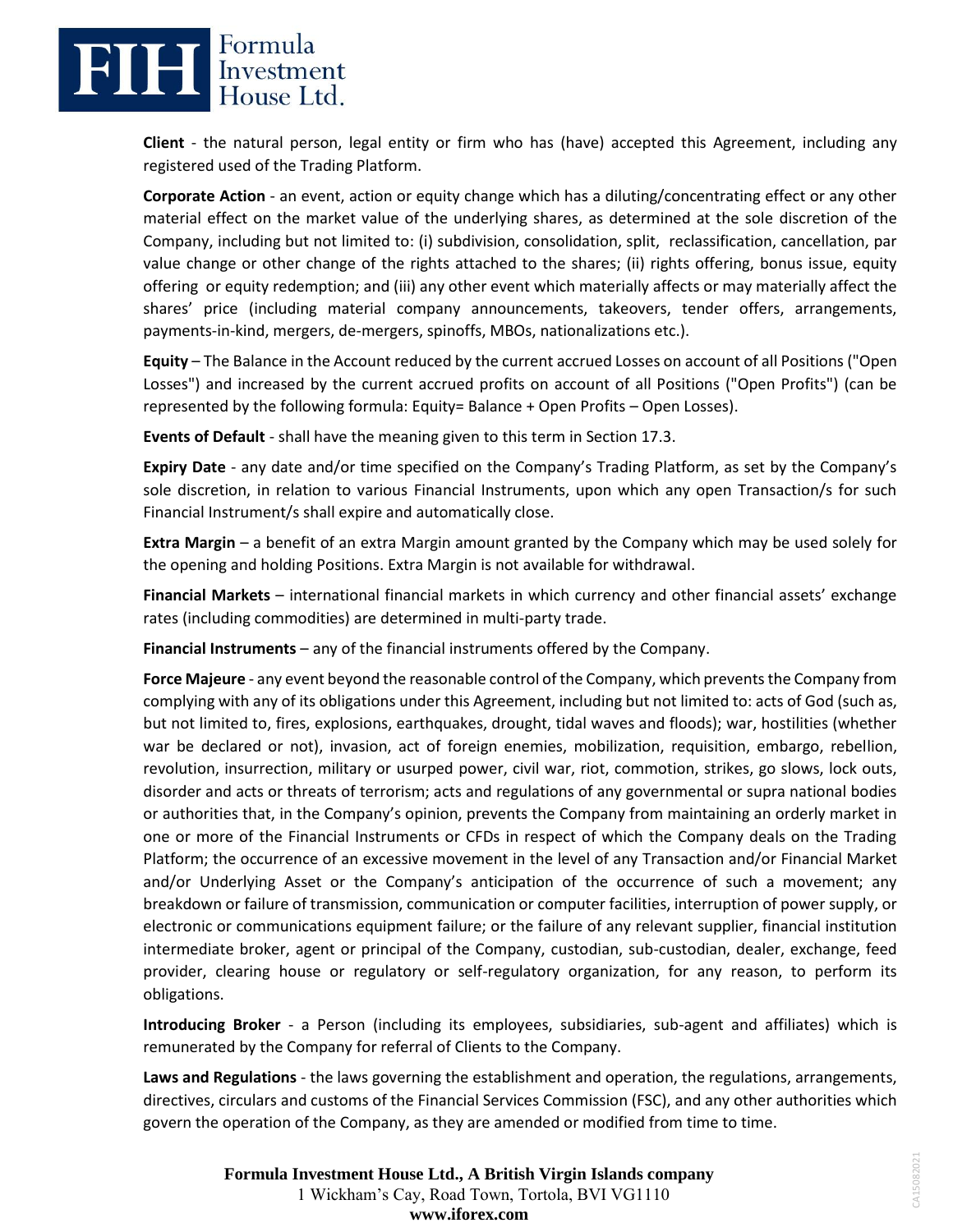**Client** - the natural person, legal entity or firm who has (have) accepted this Agreement, including any registered used of the Trading Platform.

**Corporate Action** - an event, action or equity change which has a diluting/concentrating effect or any other material effect on the market value of the underlying shares, as determined at the sole discretion of the Company, including but not limited to: (i) subdivision, consolidation, split, reclassification, cancellation, par value change or other change of the rights attached to the shares; (ii) rights offering, bonus issue, equity offering or equity redemption; and (iii) any other event which materially affects or may materially affect the shares' price (including material company announcements, takeovers, tender offers, arrangements, payments-in-kind, mergers, de-mergers, spinoffs, MBOs, nationalizations etc.).

**Equity** – The Balance in the Account reduced by the current accrued Losses on account of all Positions ("Open Losses") and increased by the current accrued profits on account of all Positions ("Open Profits") (can be represented by the following formula: Equity= Balance + Open Profits – Open Losses).

**Events of Default** - shall have the meaning given to this term in Section 17.3.

**Expiry Date** - any date and/or time specified on the Company's Trading Platform, as set by the Company's sole discretion, in relation to various Financial Instruments, upon which any open Transaction/s for such Financial Instrument/s shall expire and automatically close.

**Extra Margin** – a benefit of an extra Margin amount granted by the Company which may be used solely for the opening and holding Positions. Extra Margin is not available for withdrawal.

**Financial Markets** – international financial markets in which currency and other financial assets' exchange rates (including commodities) are determined in multi-party trade.

**Financial Instruments** – any of the financial instruments offered by the Company.

**Force Majeure** - any event beyond the reasonable control of the Company, which prevents the Company from complying with any of its obligations under this Agreement, including but not limited to: acts of God (such as, but not limited to, fires, explosions, earthquakes, drought, tidal waves and floods); war, hostilities (whether war be declared or not), invasion, act of foreign enemies, mobilization, requisition, embargo, rebellion, revolution, insurrection, military or usurped power, civil war, riot, commotion, strikes, go slows, lock outs, disorder and acts or threats of terrorism; acts and regulations of any governmental or supra national bodies or authorities that, in the Company's opinion, prevents the Company from maintaining an orderly market in one or more of the Financial Instruments or CFDs in respect of which the Company deals on the Trading Platform; the occurrence of an excessive movement in the level of any Transaction and/or Financial Market and/or Underlying Asset or the Company's anticipation of the occurrence of such a movement; any breakdown or failure of transmission, communication or computer facilities, interruption of power supply, or electronic or communications equipment failure; or the failure of any relevant supplier, financial institution intermediate broker, agent or principal of the Company, custodian, sub-custodian, dealer, exchange, feed provider, clearing house or regulatory or self-regulatory organization, for any reason, to perform its obligations.

**Introducing Broker** - a Person (including its employees, subsidiaries, sub-agent and affiliates) which is remunerated by the Company for referral of Clients to the Company.

**Laws and Regulations** - the laws governing the establishment and operation, the regulations, arrangements, directives, circulars and customs of the Financial Services Commission (FSC), and any other authorities which govern the operation of the Company, as they are amended or modified from time to time.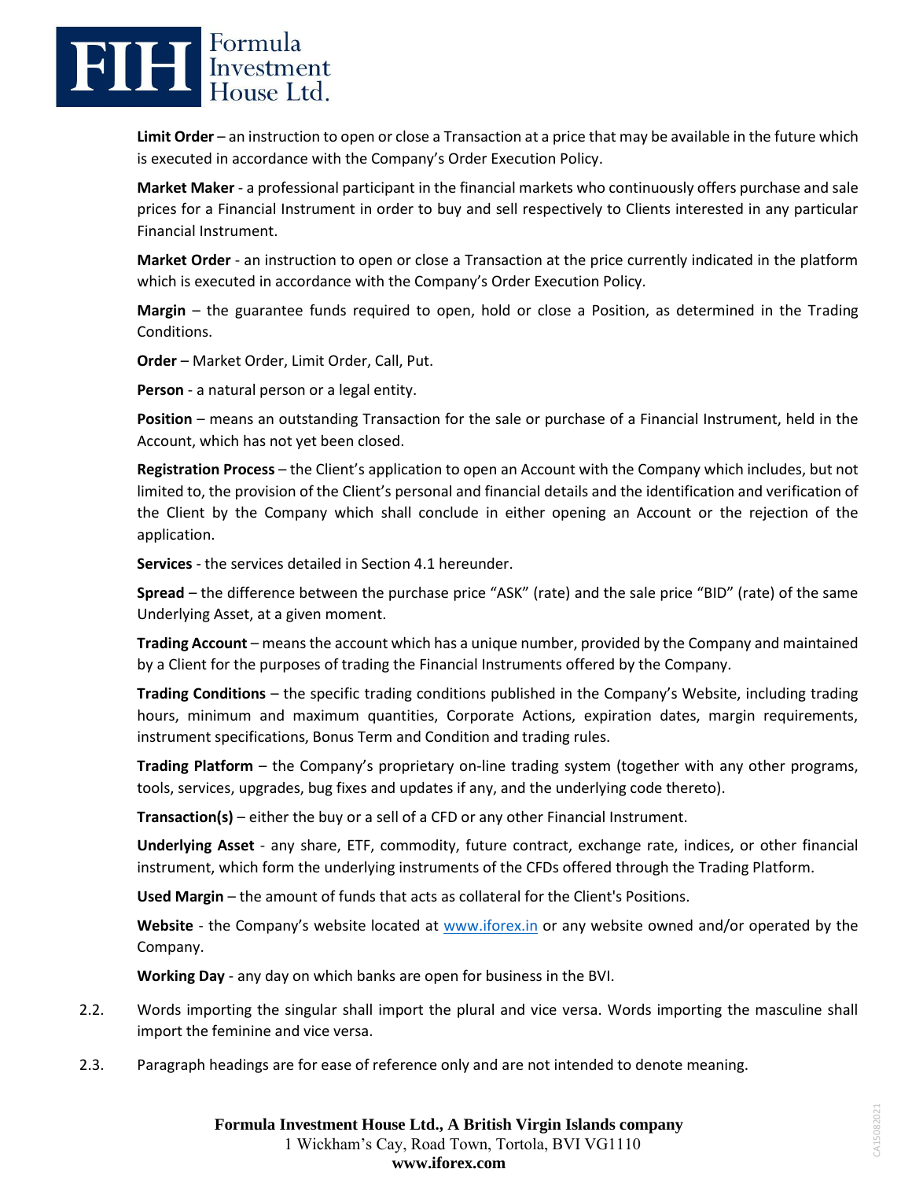**Limit Order** – an instruction to open or close a Transaction at a price that may be available in the future which is executed in accordance with the Company's Order Execution Policy.

**Market Maker** - a professional participant in the financial markets who continuously offers purchase and sale prices for a Financial Instrument in order to buy and sell respectively to Clients interested in any particular Financial Instrument.

**Market Order** - an instruction to open or close a Transaction at the price currently indicated in the platform which is executed in accordance with the Company's Order Execution Policy.

**Margin** – the guarantee funds required to open, hold or close a Position, as determined in the Trading Conditions.

**Order** – Market Order, Limit Order, Call, Put.

**Person** - a natural person or a legal entity.

**Position** – means an outstanding Transaction for the sale or purchase of a Financial Instrument, held in the Account, which has not yet been closed.

**Registration Process** – the Client's application to open an Account with the Company which includes, but not limited to, the provision of the Client's personal and financial details and the identification and verification of the Client by the Company which shall conclude in either opening an Account or the rejection of the application.

**Services** - the services detailed in Section 4.1 hereunder.

**Spread** – the difference between the purchase price "ASK" (rate) and the sale price "BID" (rate) of the same Underlying Asset, at a given moment.

**Trading Account** – means the account which has a unique number, provided by the Company and maintained by a Client for the purposes of trading the Financial Instruments offered by the Company.

**Trading Conditions** – the specific trading conditions published in the Company's Website, including trading hours, minimum and maximum quantities, Corporate Actions, expiration dates, margin requirements, instrument specifications, Bonus Term and Condition and trading rules.

**Trading Platform** – the Company's proprietary on-line trading system (together with any other programs, tools, services, upgrades, bug fixes and updates if any, and the underlying code thereto).

**Transaction(s)** – either the buy or a sell of a CFD or any other Financial Instrument.

**Underlying Asset** - any share, ETF, commodity, future contract, exchange rate, indices, or other financial instrument, which form the underlying instruments of the CFDs offered through the Trading Platform.

**Used Margin** – the amount of funds that acts as collateral for the Client's Positions.

**Website** - the Company's website located at www.iforex.in or any website owned and/or operated by the Company.

**Working Day** - any day on which banks are open for business in the BVI.

2.2. Words importing the singular shall import the plural and vice versa. Words importing the masculine shall import the feminine and vice versa.

2.3. Paragraph headings are for ease of reference only and are not intended to denote meaning.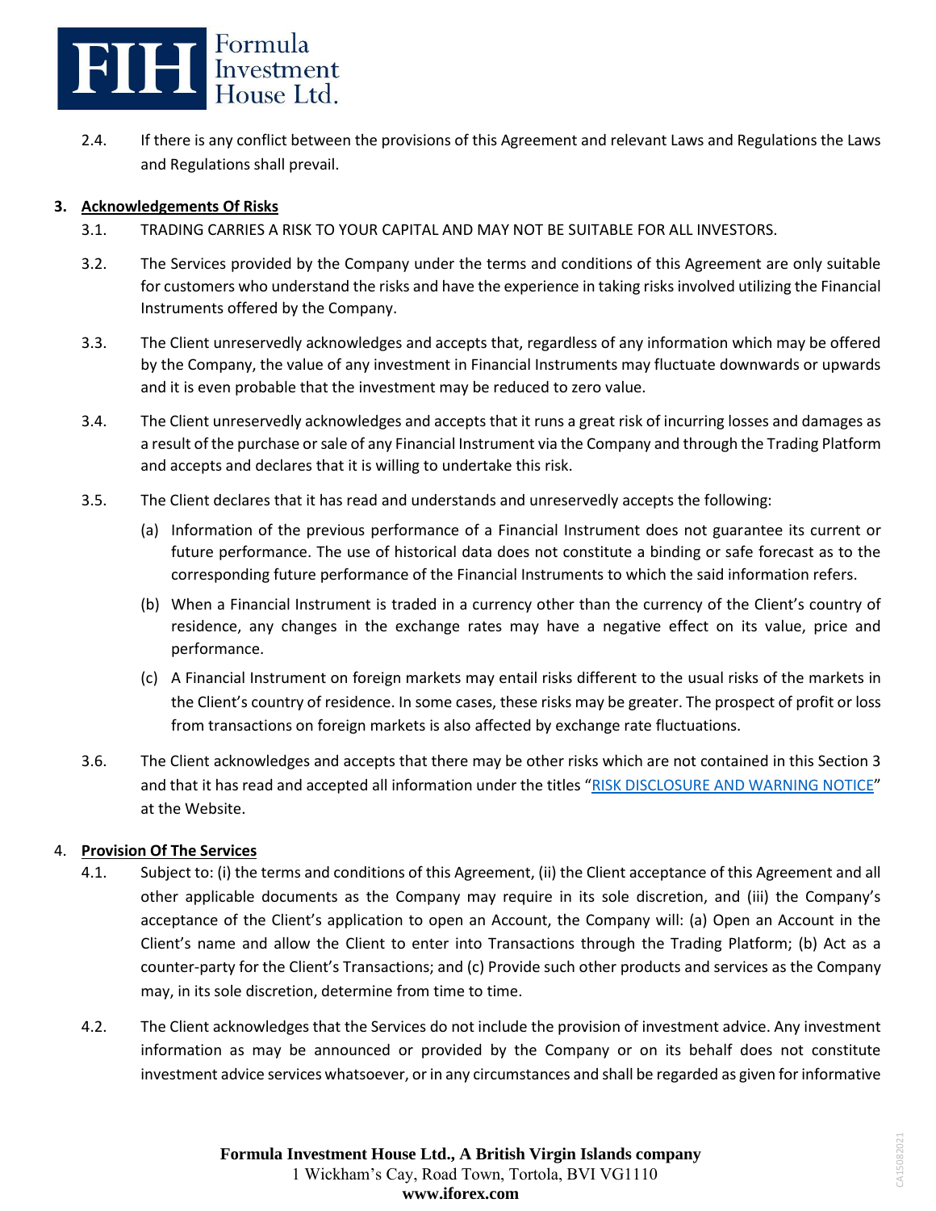2.4. If there is any conflict between the provisions of this Agreement and relevant Laws and Regulations the Laws and Regulations shall prevail.

## 3. Acknowledgements Of Risks

3.1. TRADING CARRIES A RISK TO YOUR CAPITAL AND MAY NOT BE SUITABLE FOR ALL INVESTORS.

3.2. The Services provided by the Company under the terms and conditions of this Agreement are only suitable for customers who understand the risks and have the experience in taking risks involved utilizing the Financial Instruments offered by the Company.

3.3. The Client unreservedly acknowledges and accepts that, regardless of any information which may be offered by the Company, the value of any investment in Financial Instruments may fluctuate downwards or upwards and it is even probable that the investment may be reduced to zero value.

3.4. The Client unreservedly acknowledges and accepts that it runs a great risk of incurring losses and damages as a result of the purchase or sale of any Financial Instrument via the Company and through the Trading Platform and accepts and declares that it is willing to undertake this risk.

3.5. The Client declares that it has read and understands and unreservedly accepts the following:

(a) Information of the previous performance of a Financial Instrument does not guarantee its current or future performance. The use of historical data does not constitute a binding or safe forecast as to the corresponding future performance of the Financial Instruments to which the said information refers.

(b) When a Financial Instrument is traded in a currency other than the currency of the Client's country of residence, any changes in the exchange rates may have a negative effect on its value, price and performance.

(c) A Financial Instrument on foreign markets may entail risks different to the usual risks of the markets in the Client's country of residence. In some cases, these risks may be greater. The prospect of profit or loss from transactions on foreign markets is also affected by exchange rate fluctuations.

3.6. The Client acknowledges and accepts that there may be other risks which are not contained in this Section 3 and that it has read and accepted all information under the titles "RISK DISCLOSURE AND WARNING NOTICE" at the Website.

## 4. Provision Of The Services

4.1. Subject to: (i) the terms and conditions of this Agreement, (ii) the Client acceptance of this Agreement and all other applicable documents as the Company may require in its sole discretion, and (iii) the Company's acceptance of the Client's application to open an Account, the Company will: (a) Open an Account in the Client's name and allow the Client to enter into Transactions through the Trading Platform; (b) Act as a counter-party for the Client's Transactions; and (c) Provide such other products and services as the Company may, in its sole discretion, determine from time to time.

4.2. The Client acknowledges that the Services do not include the provision of investment advice. Any investment information as may be announced or provided by the Company or on its behalf does not constitute investment advice services whatsoever, or in any circumstances and shall be regarded as given for informative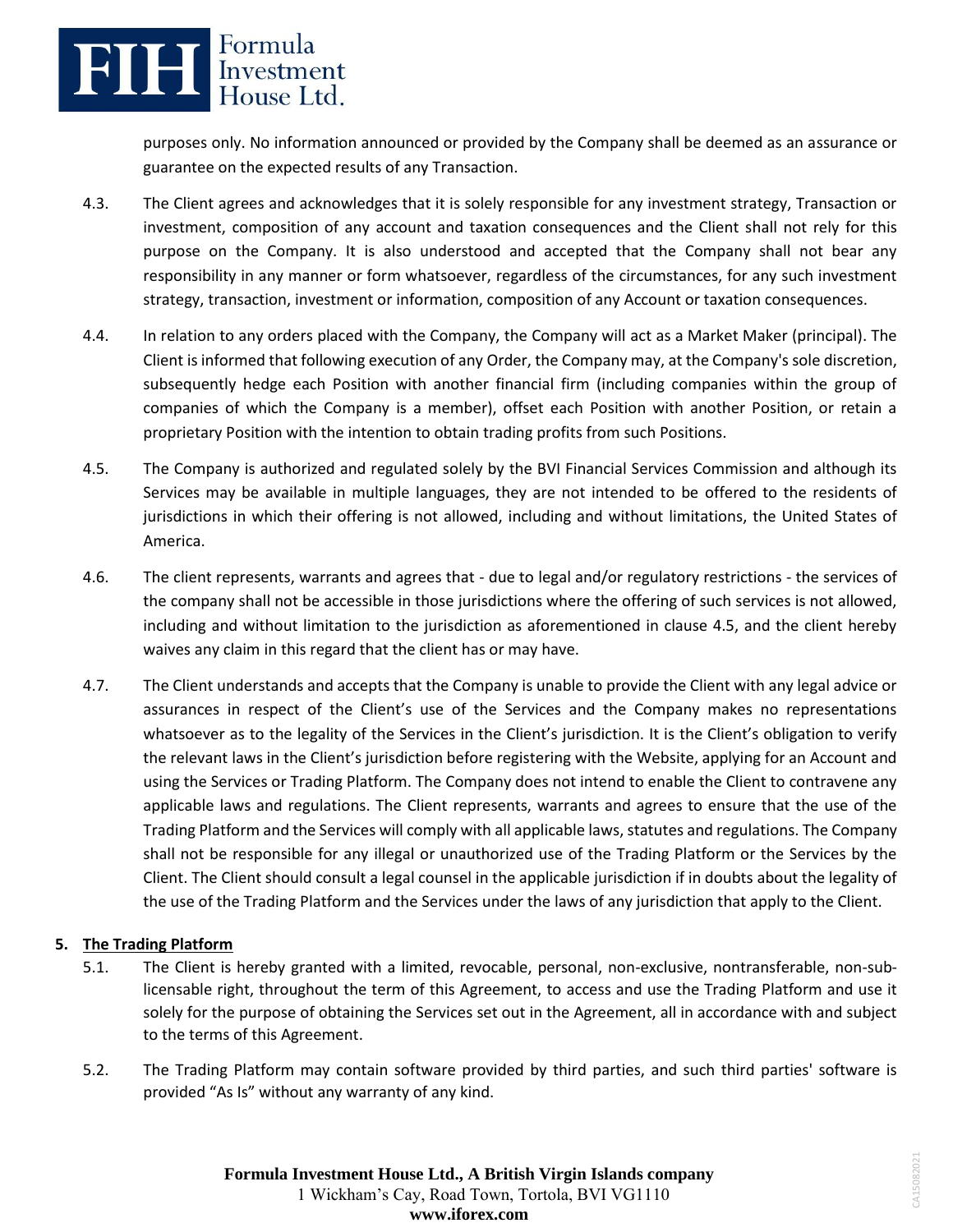purposes only. No information announced or provided by the Company shall be deemed as an assurance or guarantee on the expected results of any Transaction.

4.3. The Client agrees and acknowledges that it is solely responsible for any investment strategy, Transaction or investment, composition of any account and taxation consequences and the Client shall not rely for this purpose on the Company. It is also understood and accepted that the Company shall not bear any responsibility in any manner or form whatsoever, regardless of the circumstances, for any such investment strategy, transaction, investment or information, composition of any Account or taxation consequences.

4.4. In relation to any orders placed with the Company, the Company will act as a Market Maker (principal). The Client is informed that following execution of any Order, the Company may, at the Company's sole discretion, subsequently hedge each Position with another financial firm (including companies within the group of companies of which the Company is a member), offset each Position with another Position, or retain a proprietary Position with the intention to obtain trading profits from such Positions.

4.5. The Company is authorized and regulated solely by the BVI Financial Services Commission and although its Services may be available in multiple languages, they are not intended to be offered to the residents of jurisdictions in which their offering is not allowed, including and without limitations, the United States of America.

4.6. The client represents, warrants and agrees that - due to legal and/or regulatory restrictions - the services of the company shall not be accessible in those jurisdictions where the offering of such services is not allowed, including and without limitation to the jurisdiction as aforementioned in clause 4.5, and the client hereby waives any claim in this regard that the client has or may have.

4.7. The Client understands and accepts that the Company is unable to provide the Client with any legal advice or assurances in respect of the Client's use of the Services and the Company makes no representations whatsoever as to the legality of the Services in the Client's jurisdiction. It is the Client's obligation to verify the relevant laws in the Client's jurisdiction before registering with the Website, applying for an Account and using the Services or Trading Platform. The Company does not intend to enable the Client to contravene any applicable laws and regulations. The Client represents, warrants and agrees to ensure that the use of the Trading Platform and the Services will comply with all applicable laws, statutes and regulations. The Company shall not be responsible for any illegal or unauthorized use of the Trading Platform or the Services by the Client. The Client should consult a legal counsel in the applicable jurisdiction if in doubts about the legality of the use of the Trading Platform and the Services under the laws of any jurisdiction that apply to the Client.

## 5. The Trading Platform

5.1. The Client is hereby granted with a limited, revocable, personal, non-exclusive, nontransferable, non-sub-licensable right, throughout the term of this Agreement, to access and use the Trading Platform and use it solely for the purpose of obtaining the Services set out in the Agreement, all in accordance with and subject to the terms of this Agreement.

5.2. The Trading Platform may contain software provided by third parties, and such third parties' software is provided "As Is" without any warranty of any kind.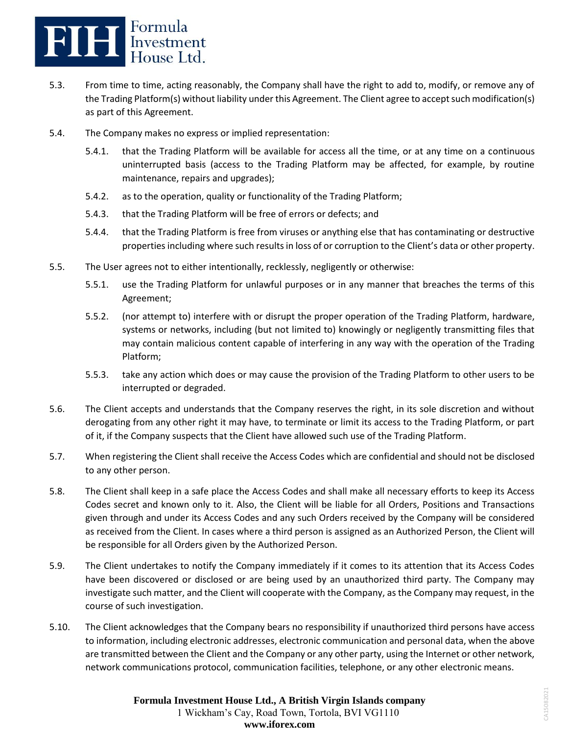5.3. From time to time, acting reasonably, the Company shall have the right to add to, modify, or remove any of the Trading Platform(s) without liability under this Agreement. The Client agree to accept such modification(s) as part of this Agreement.

5.4. The Company makes no express or implied representation:

   5.4.1. that the Trading Platform will be available for access all the time, or at any time on a continuous uninterrupted basis (access to the Trading Platform may be affected, for example, by routine maintenance, repairs and upgrades);

   5.4.2. as to the operation, quality or functionality of the Trading Platform;

   5.4.3. that the Trading Platform will be free of errors or defects; and

   5.4.4. that the Trading Platform is free from viruses or anything else that has contaminating or destructive properties including where such results in loss of or corruption to the Client's data or other property.

5.5. The User agrees not to either intentionally, recklessly, negligently or otherwise:

   5.5.1. use the Trading Platform for unlawful purposes or in any manner that breaches the terms of this Agreement;

   5.5.2. (nor attempt to) interfere with or disrupt the proper operation of the Trading Platform, hardware, systems or networks, including (but not limited to) knowingly or negligently transmitting files that may contain malicious content capable of interfering in any way with the operation of the Trading Platform;

   5.5.3. take any action which does or may cause the provision of the Trading Platform to other users to be interrupted or degraded.

5.6. The Client accepts and understands that the Company reserves the right, in its sole discretion and without derogating from any other right it may have, to terminate or limit its access to the Trading Platform, or part of it, if the Company suspects that the Client have allowed such use of the Trading Platform.

5.7. When registering the Client shall receive the Access Codes which are confidential and should not be disclosed to any other person.

5.8. The Client shall keep in a safe place the Access Codes and shall make all necessary efforts to keep its Access Codes secret and known only to it. Also, the Client will be liable for all Orders, Positions and Transactions given through and under its Access Codes and any such Orders received by the Company will be considered as received from the Client. In cases where a third person is assigned as an Authorized Person, the Client will be responsible for all Orders given by the Authorized Person.

5.9. The Client undertakes to notify the Company immediately if it comes to its attention that its Access Codes have been discovered or disclosed or are being used by an unauthorized third party. The Company may investigate such matter, and the Client will cooperate with the Company, as the Company may request, in the course of such investigation.

5.10. The Client acknowledges that the Company bears no responsibility if unauthorized third persons have access to information, including electronic addresses, electronic communication and personal data, when the above are transmitted between the Client and the Company or any other party, using the Internet or other network, network communications protocol, communication facilities, telephone, or any other electronic means.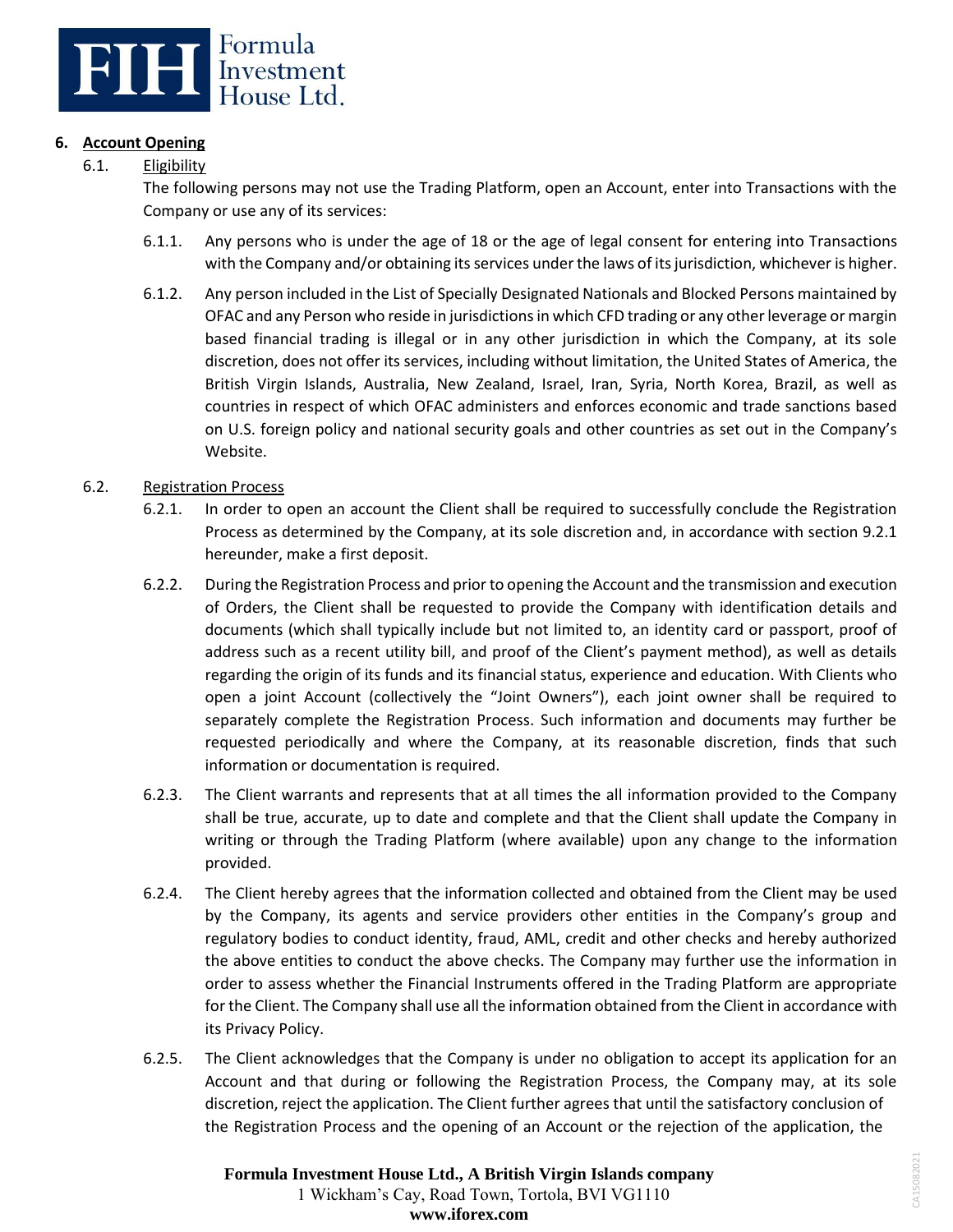## 6. Account Opening

### 6.1. Eligibility

The following persons may not use the Trading Platform, open an Account, enter into Transactions with the Company or use any of its services:

6.1.1. Any persons who is under the age of 18 or the age of legal consent for entering into Transactions with the Company and/or obtaining its services under the laws of its jurisdiction, whichever is higher.

6.1.2. Any person included in the List of Specially Designated Nationals and Blocked Persons maintained by OFAC and any Person who reside in jurisdictions in which CFD trading or any other leverage or margin based financial trading is illegal or in any other jurisdiction in which the Company, at its sole discretion, does not offer its services, including without limitation, the United States of America, the British Virgin Islands, Australia, New Zealand, Israel, Iran, Syria, North Korea, Brazil, as well as countries in respect of which OFAC administers and enforces economic and trade sanctions based on U.S. foreign policy and national security goals and other countries as set out in the Company's Website.

### 6.2. Registration Process

6.2.1. In order to open an account the Client shall be required to successfully conclude the Registration Process as determined by the Company, at its sole discretion and, in accordance with section 9.2.1 hereunder, make a first deposit.

6.2.2. During the Registration Process and prior to opening the Account and the transmission and execution of Orders, the Client shall be requested to provide the Company with identification details and documents (which shall typically include but not limited to, an identity card or passport, proof of address such as a recent utility bill, and proof of the Client's payment method), as well as details regarding the origin of its funds and its financial status, experience and education. With Clients who open a joint Account (collectively the "Joint Owners"), each joint owner shall be required to separately complete the Registration Process. Such information and documents may further be requested periodically and where the Company, at its reasonable discretion, finds that such information or documentation is required.

6.2.3. The Client warrants and represents that at all times the all information provided to the Company shall be true, accurate, up to date and complete and that the Client shall update the Company in writing or through the Trading Platform (where available) upon any change to the information provided.

6.2.4. The Client hereby agrees that the information collected and obtained from the Client may be used by the Company, its agents and service providers other entities in the Company's group and regulatory bodies to conduct identity, fraud, AML, credit and other checks and hereby authorized the above entities to conduct the above checks. The Company may further use the information in order to assess whether the Financial Instruments offered in the Trading Platform are appropriate for the Client. The Company shall use all the information obtained from the Client in accordance with its Privacy Policy.

6.2.5. The Client acknowledges that the Company is under no obligation to accept its application for an Account and that during or following the Registration Process, the Company may, at its sole discretion, reject the application. The Client further agrees that until the satisfactory conclusion of the Registration Process and the opening of an Account or the rejection of the application, the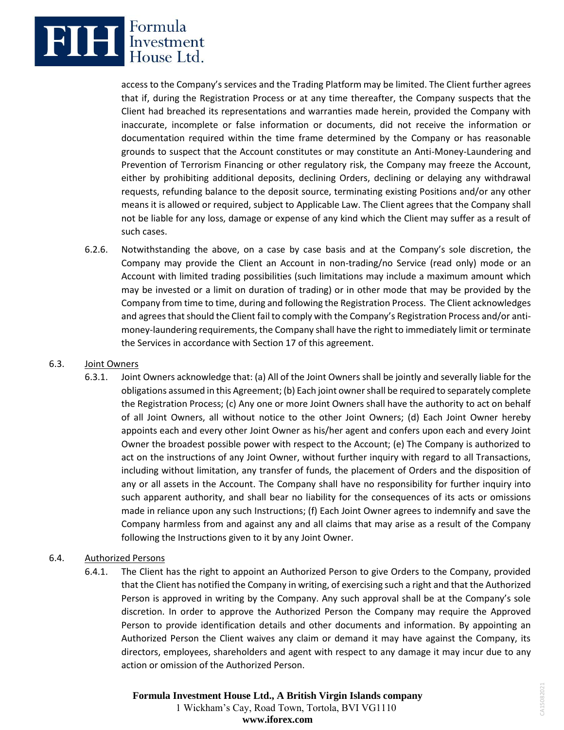access to the Company's services and the Trading Platform may be limited. The Client further agrees that if, during the Registration Process or at any time thereafter, the Company suspects that the Client had breached its representations and warranties made herein, provided the Company with inaccurate, incomplete or false information or documents, did not receive the information or documentation required within the time frame determined by the Company or has reasonable grounds to suspect that the Account constitutes or may constitute an Anti-Money-Laundering and Prevention of Terrorism Financing or other regulatory risk, the Company may freeze the Account, either by prohibiting additional deposits, declining Orders, declining or delaying any withdrawal requests, refunding balance to the deposit source, terminating existing Positions and/or any other means it is allowed or required, subject to Applicable Law. The Client agrees that the Company shall not be liable for any loss, damage or expense of any kind which the Client may suffer as a result of such cases.

6.2.6. Notwithstanding the above, on a case by case basis and at the Company's sole discretion, the Company may provide the Client an Account in non-trading/no Service (read only) mode or an Account with limited trading possibilities (such limitations may include a maximum amount which may be invested or a limit on duration of trading) or in other mode that may be provided by the Company from time to time, during and following the Registration Process. The Client acknowledges and agrees that should the Client fail to comply with the Company's Registration Process and/or anti-money-laundering requirements, the Company shall have the right to immediately limit or terminate the Services in accordance with Section 17 of this agreement.

6.3. Joint Owners

6.3.1. Joint Owners acknowledge that: (a) All of the Joint Owners shall be jointly and severally liable for the obligations assumed in this Agreement; (b) Each joint owner shall be required to separately complete the Registration Process; (c) Any one or more Joint Owners shall have the authority to act on behalf of all Joint Owners, all without notice to the other Joint Owners; (d) Each Joint Owner hereby appoints each and every other Joint Owner as his/her agent and confers upon each and every Joint Owner the broadest possible power with respect to the Account; (e) The Company is authorized to act on the instructions of any Joint Owner, without further inquiry with regard to all Transactions, including without limitation, any transfer of funds, the placement of Orders and the disposition of any or all assets in the Account. The Company shall have no responsibility for further inquiry into such apparent authority, and shall bear no liability for the consequences of its acts or omissions made in reliance upon any such Instructions; (f) Each Joint Owner agrees to indemnify and save the Company harmless from and against any and all claims that may arise as a result of the Company following the Instructions given to it by any Joint Owner.

6.4. Authorized Persons

6.4.1. The Client has the right to appoint an Authorized Person to give Orders to the Company, provided that the Client has notified the Company in writing, of exercising such a right and that the Authorized Person is approved in writing by the Company. Any such approval shall be at the Company's sole discretion. In order to approve the Authorized Person the Company may require the Approved Person to provide identification details and other documents and information. By appointing an Authorized Person the Client waives any claim or demand it may have against the Company, its directors, employees, shareholders and agent with respect to any damage it may incur due to any action or omission of the Authorized Person.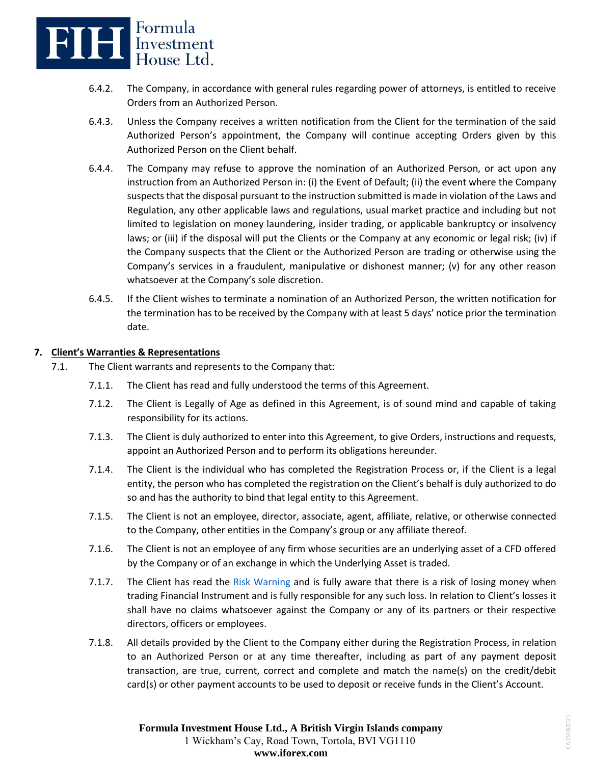6.4.2. The Company, in accordance with general rules regarding power of attorneys, is entitled to receive Orders from an Authorized Person.

6.4.3. Unless the Company receives a written notification from the Client for the termination of the said Authorized Person's appointment, the Company will continue accepting Orders given by this Authorized Person on the Client behalf.

6.4.4. The Company may refuse to approve the nomination of an Authorized Person, or act upon any instruction from an Authorized Person in: (i) the Event of Default; (ii) the event where the Company suspects that the disposal pursuant to the instruction submitted is made in violation of the Laws and Regulation, any other applicable laws and regulations, usual market practice and including but not limited to legislation on money laundering, insider trading, or applicable bankruptcy or insolvency laws; or (iii) if the disposal will put the Clients or the Company at any economic or legal risk; (iv) if the Company suspects that the Client or the Authorized Person are trading or otherwise using the Company's services in a fraudulent, manipulative or dishonest manner; (v) for any other reason whatsoever at the Company's sole discretion.

6.4.5. If the Client wishes to terminate a nomination of an Authorized Person, the written notification for the termination has to be received by the Company with at least 5 days' notice prior the termination date.

## 7. Client's Warranties & Representations

7.1. The Client warrants and represents to the Company that:

7.1.1. The Client has read and fully understood the terms of this Agreement.

7.1.2. The Client is Legally of Age as defined in this Agreement, is of sound mind and capable of taking responsibility for its actions.

7.1.3. The Client is duly authorized to enter into this Agreement, to give Orders, instructions and requests, appoint an Authorized Person and to perform its obligations hereunder.

7.1.4. The Client is the individual who has completed the Registration Process or, if the Client is a legal entity, the person who has completed the registration on the Client's behalf is duly authorized to do so and has the authority to bind that legal entity to this Agreement.

7.1.5. The Client is not an employee, director, associate, agent, affiliate, relative, or otherwise connected to the Company, other entities in the Company's group or any affiliate thereof.

7.1.6. The Client is not an employee of any firm whose securities are an underlying asset of a CFD offered by the Company or of an exchange in which the Underlying Asset is traded.

7.1.7. The Client has read the Risk Warning and is fully aware that there is a risk of losing money when trading Financial Instrument and is fully responsible for any such loss. In relation to Client's losses it shall have no claims whatsoever against the Company or any of its partners or their respective directors, officers or employees.

7.1.8. All details provided by the Client to the Company either during the Registration Process, in relation to an Authorized Person or at any time thereafter, including as part of any payment deposit transaction, are true, current, correct and complete and match the name(s) on the credit/debit card(s) or other payment accounts to be used to deposit or receive funds in the Client's Account.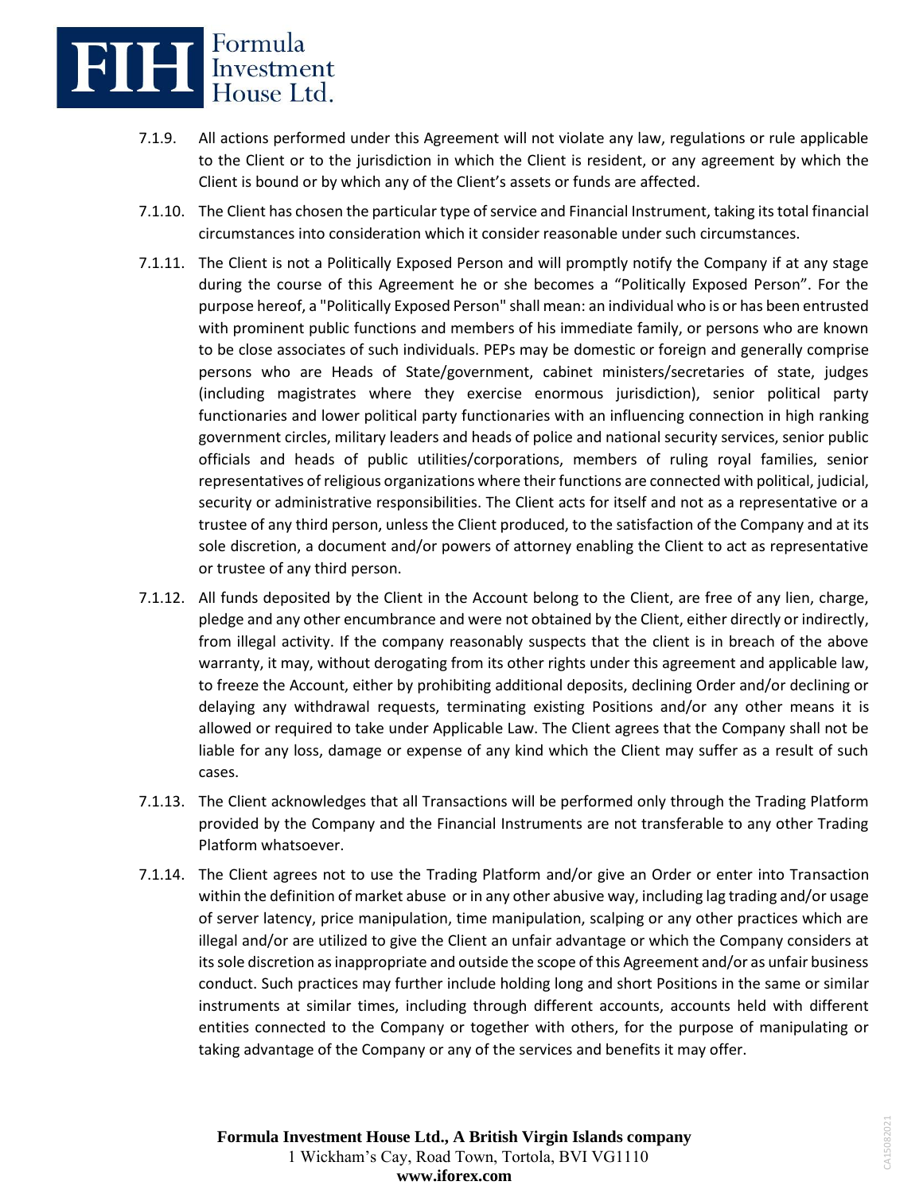7.1.9. All actions performed under this Agreement will not violate any law, regulations or rule applicable to the Client or to the jurisdiction in which the Client is resident, or any agreement by which the Client is bound or by which any of the Client's assets or funds are affected.

7.1.10. The Client has chosen the particular type of service and Financial Instrument, taking its total financial circumstances into consideration which it consider reasonable under such circumstances.

7.1.11. The Client is not a Politically Exposed Person and will promptly notify the Company if at any stage during the course of this Agreement he or she becomes a "Politically Exposed Person". For the purpose hereof, a "Politically Exposed Person" shall mean: an individual who is or has been entrusted with prominent public functions and members of his immediate family, or persons who are known to be close associates of such individuals. PEPs may be domestic or foreign and generally comprise persons who are Heads of State/government, cabinet ministers/secretaries of state, judges (including magistrates where they exercise enormous jurisdiction), senior political party functionaries and lower political party functionaries with an influencing connection in high ranking government circles, military leaders and heads of police and national security services, senior public officials and heads of public utilities/corporations, members of ruling royal families, senior representatives of religious organizations where their functions are connected with political, judicial, security or administrative responsibilities. The Client acts for itself and not as a representative or a trustee of any third person, unless the Client produced, to the satisfaction of the Company and at its sole discretion, a document and/or powers of attorney enabling the Client to act as representative or trustee of any third person.

7.1.12. All funds deposited by the Client in the Account belong to the Client, are free of any lien, charge, pledge and any other encumbrance and were not obtained by the Client, either directly or indirectly, from illegal activity. If the company reasonably suspects that the client is in breach of the above warranty, it may, without derogating from its other rights under this agreement and applicable law, to freeze the Account, either by prohibiting additional deposits, declining Order and/or declining or delaying any withdrawal requests, terminating existing Positions and/or any other means it is allowed or required to take under Applicable Law. The Client agrees that the Company shall not be liable for any loss, damage or expense of any kind which the Client may suffer as a result of such cases.

7.1.13. The Client acknowledges that all Transactions will be performed only through the Trading Platform provided by the Company and the Financial Instruments are not transferable to any other Trading Platform whatsoever.

7.1.14. The Client agrees not to use the Trading Platform and/or give an Order or enter into Transaction within the definition of market abuse or in any other abusive way, including lag trading and/or usage of server latency, price manipulation, time manipulation, scalping or any other practices which are illegal and/or are utilized to give the Client an unfair advantage or which the Company considers at its sole discretion as inappropriate and outside the scope of this Agreement and/or as unfair business conduct. Such practices may further include holding long and short Positions in the same or similar instruments at similar times, including through different accounts, accounts held with different entities connected to the Company or together with others, for the purpose of manipulating or taking advantage of the Company or any of the services and benefits it may offer.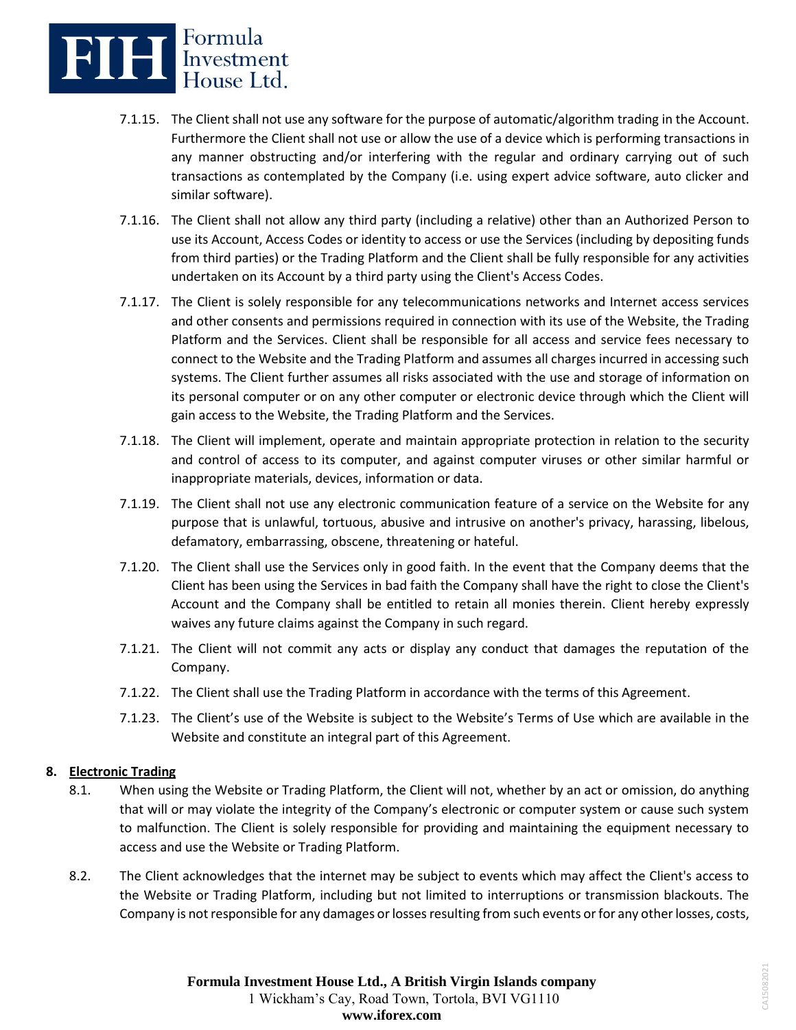7.1.15. The Client shall not use any software for the purpose of automatic/algorithm trading in the Account. Furthermore the Client shall not use or allow the use of a device which is performing transactions in any manner obstructing and/or interfering with the regular and ordinary carrying out of such transactions as contemplated by the Company (i.e. using expert advice software, auto clicker and similar software).

7.1.16. The Client shall not allow any third party (including a relative) other than an Authorized Person to use its Account, Access Codes or identity to access or use the Services (including by depositing funds from third parties) or the Trading Platform and the Client shall be fully responsible for any activities undertaken on its Account by a third party using the Client's Access Codes.

7.1.17. The Client is solely responsible for any telecommunications networks and Internet access services and other consents and permissions required in connection with its use of the Website, the Trading Platform and the Services. Client shall be responsible for all access and service fees necessary to connect to the Website and the Trading Platform and assumes all charges incurred in accessing such systems. The Client further assumes all risks associated with the use and storage of information on its personal computer or on any other computer or electronic device through which the Client will gain access to the Website, the Trading Platform and the Services.

7.1.18. The Client will implement, operate and maintain appropriate protection in relation to the security and control of access to its computer, and against computer viruses or other similar harmful or inappropriate materials, devices, information or data.

7.1.19. The Client shall not use any electronic communication feature of a service on the Website for any purpose that is unlawful, tortuous, abusive and intrusive on another's privacy, harassing, libelous, defamatory, embarrassing, obscene, threatening or hateful.

7.1.20. The Client shall use the Services only in good faith. In the event that the Company deems that the Client has been using the Services in bad faith the Company shall have the right to close the Client's Account and the Company shall be entitled to retain all monies therein. Client hereby expressly waives any future claims against the Company in such regard.

7.1.21. The Client will not commit any acts or display any conduct that damages the reputation of the Company.

7.1.22. The Client shall use the Trading Platform in accordance with the terms of this Agreement.

7.1.23. The Client's use of the Website is subject to the Website's Terms of Use which are available in the Website and constitute an integral part of this Agreement.

## 8. Electronic Trading

8.1. When using the Website or Trading Platform, the Client will not, whether by an act or omission, do anything that will or may violate the integrity of the Company's electronic or computer system or cause such system to malfunction. The Client is solely responsible for providing and maintaining the equipment necessary to access and use the Website or Trading Platform.

8.2. The Client acknowledges that the internet may be subject to events which may affect the Client's access to the Website or Trading Platform, including but not limited to interruptions or transmission blackouts. The Company is not responsible for any damages or losses resulting from such events or for any other losses, costs,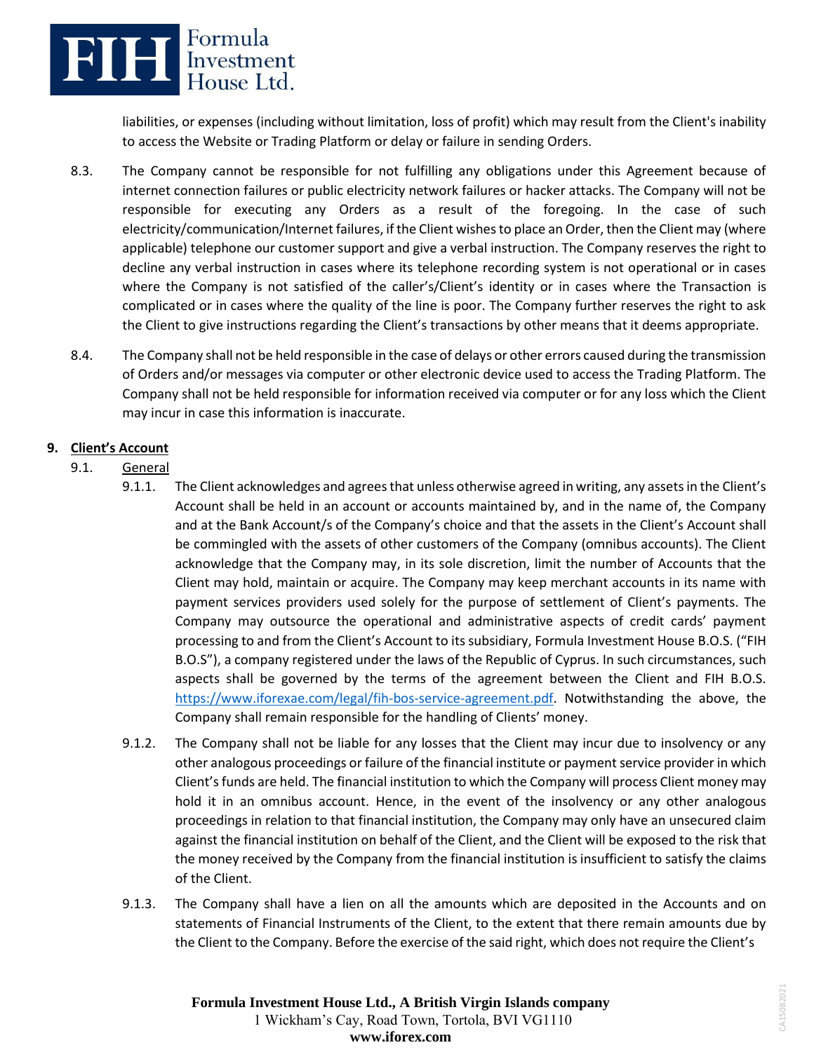liabilities, or expenses (including without limitation, loss of profit) which may result from the Client's inability to access the Website or Trading Platform or delay or failure in sending Orders.

8.3. The Company cannot be responsible for not fulfilling any obligations under this Agreement because of internet connection failures or public electricity network failures or hacker attacks. The Company will not be responsible for executing any Orders as a result of the foregoing. In the case of such electricity/communication/Internet failures, if the Client wishes to place an Order, then the Client may (where applicable) telephone our customer support and give a verbal instruction. The Company reserves the right to decline any verbal instruction in cases where its telephone recording system is not operational or in cases where the Company is not satisfied of the caller's/Client's identity or in cases where the Transaction is complicated or in cases where the quality of the line is poor. The Company further reserves the right to ask the Client to give instructions regarding the Client's transactions by other means that it deems appropriate.

8.4. The Company shall not be held responsible in the case of delays or other errors caused during the transmission of Orders and/or messages via computer or other electronic device used to access the Trading Platform. The Company shall not be held responsible for information received via computer or for any loss which the Client may incur in case this information is inaccurate.

## 9. Client's Account

### 9.1. General

9.1.1. The Client acknowledges and agrees that unless otherwise agreed in writing, any assets in the Client's Account shall be held in an account or accounts maintained by, and in the name of, the Company and at the Bank Account/s of the Company's choice and that the assets in the Client's Account shall be commingled with the assets of other customers of the Company (omnibus accounts). The Client acknowledge that the Company may, in its sole discretion, limit the number of Accounts that the Client may hold, maintain or acquire. The Company may keep merchant accounts in its name with payment services providers used solely for the purpose of settlement of Client's payments. The Company may outsource the operational and administrative aspects of credit cards' payment processing to and from the Client's Account to its subsidiary, Formula Investment House B.O.S. ("FIH B.O.S"), a company registered under the laws of the Republic of Cyprus. In such circumstances, such aspects shall be governed by the terms of the agreement between the Client and FIH B.O.S. https://www.iforexae.com/legal/fih-bos-service-agreement.pdf. Notwithstanding the above, the Company shall remain responsible for the handling of Clients' money.

9.1.2. The Company shall not be liable for any losses that the Client may incur due to insolvency or any other analogous proceedings or failure of the financial institute or payment service provider in which Client's funds are held. The financial institution to which the Company will process Client money may hold it in an omnibus account. Hence, in the event of the insolvency or any other analogous proceedings in relation to that financial institution, the Company may only have an unsecured claim against the financial institution on behalf of the Client, and the Client will be exposed to the risk that the money received by the Company from the financial institution is insufficient to satisfy the claims of the Client.

9.1.3. The Company shall have a lien on all the amounts which are deposited in the Accounts and on statements of Financial Instruments of the Client, to the extent that there remain amounts due by the Client to the Company. Before the exercise of the said right, which does not require the Client's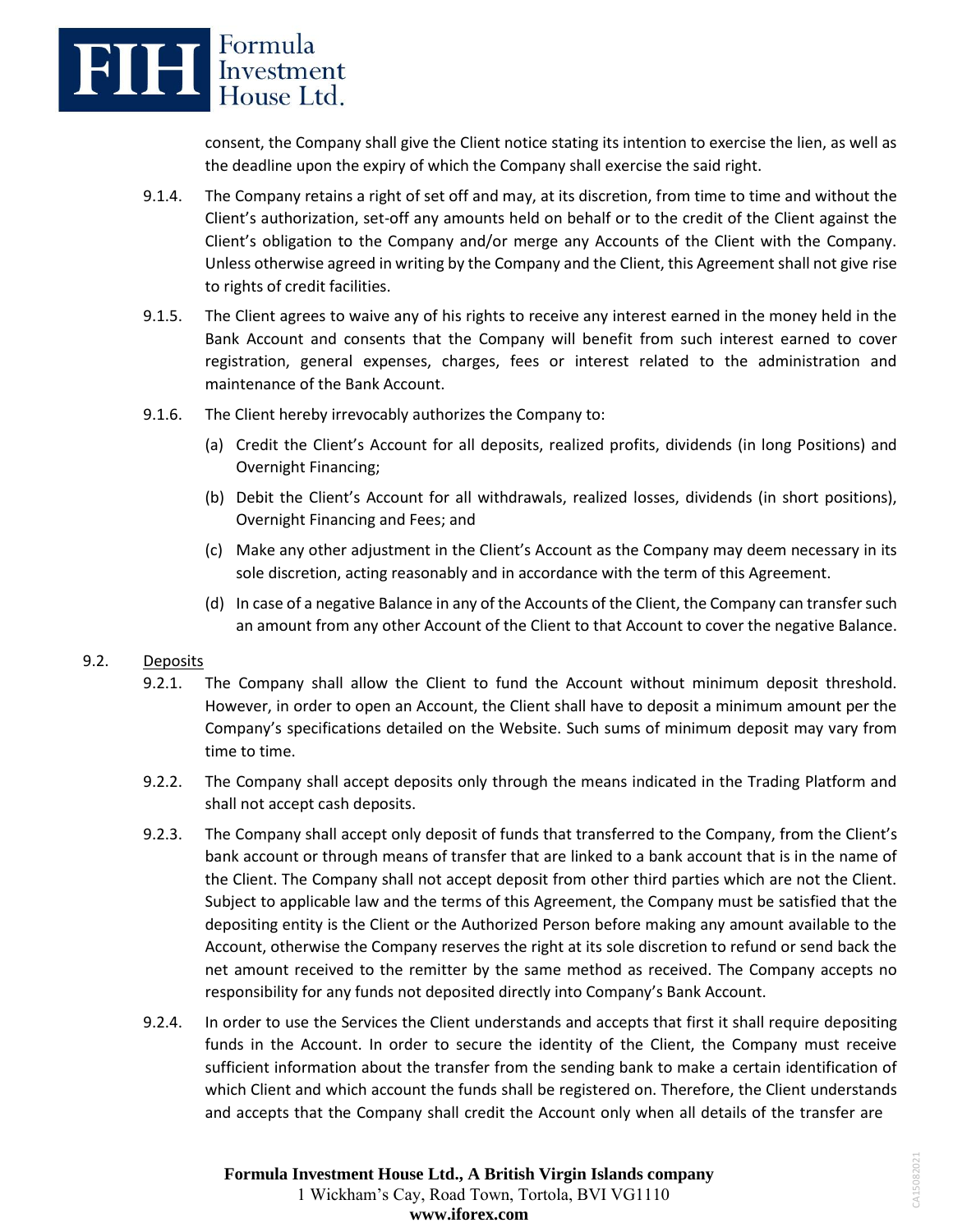consent, the Company shall give the Client notice stating its intention to exercise the lien, as well as the deadline upon the expiry of which the Company shall exercise the said right.

9.1.4. The Company retains a right of set off and may, at its discretion, from time to time and without the Client's authorization, set-off any amounts held on behalf or to the credit of the Client against the Client's obligation to the Company and/or merge any Accounts of the Client with the Company. Unless otherwise agreed in writing by the Company and the Client, this Agreement shall not give rise to rights of credit facilities.

9.1.5. The Client agrees to waive any of his rights to receive any interest earned in the money held in the Bank Account and consents that the Company will benefit from such interest earned to cover registration, general expenses, charges, fees or interest related to the administration and maintenance of the Bank Account.

9.1.6. The Client hereby irrevocably authorizes the Company to:

(a) Credit the Client's Account for all deposits, realized profits, dividends (in long Positions) and Overnight Financing;

(b) Debit the Client's Account for all withdrawals, realized losses, dividends (in short positions), Overnight Financing and Fees; and

(c) Make any other adjustment in the Client's Account as the Company may deem necessary in its sole discretion, acting reasonably and in accordance with the term of this Agreement.

(d) In case of a negative Balance in any of the Accounts of the Client, the Company can transfer such an amount from any other Account of the Client to that Account to cover the negative Balance.

9.2. Deposits

9.2.1. The Company shall allow the Client to fund the Account without minimum deposit threshold. However, in order to open an Account, the Client shall have to deposit a minimum amount per the Company's specifications detailed on the Website. Such sums of minimum deposit may vary from time to time.

9.2.2. The Company shall accept deposits only through the means indicated in the Trading Platform and shall not accept cash deposits.

9.2.3. The Company shall accept only deposit of funds that transferred to the Company, from the Client's bank account or through means of transfer that are linked to a bank account that is in the name of the Client. The Company shall not accept deposit from other third parties which are not the Client. Subject to applicable law and the terms of this Agreement, the Company must be satisfied that the depositing entity is the Client or the Authorized Person before making any amount available to the Account, otherwise the Company reserves the right at its sole discretion to refund or send back the net amount received to the remitter by the same method as received. The Company accepts no responsibility for any funds not deposited directly into Company's Bank Account.

9.2.4. In order to use the Services the Client understands and accepts that first it shall require depositing funds in the Account. In order to secure the identity of the Client, the Company must receive sufficient information about the transfer from the sending bank to make a certain identification of which Client and which account the funds shall be registered on. Therefore, the Client understands and accepts that the Company shall credit the Account only when all details of the transfer are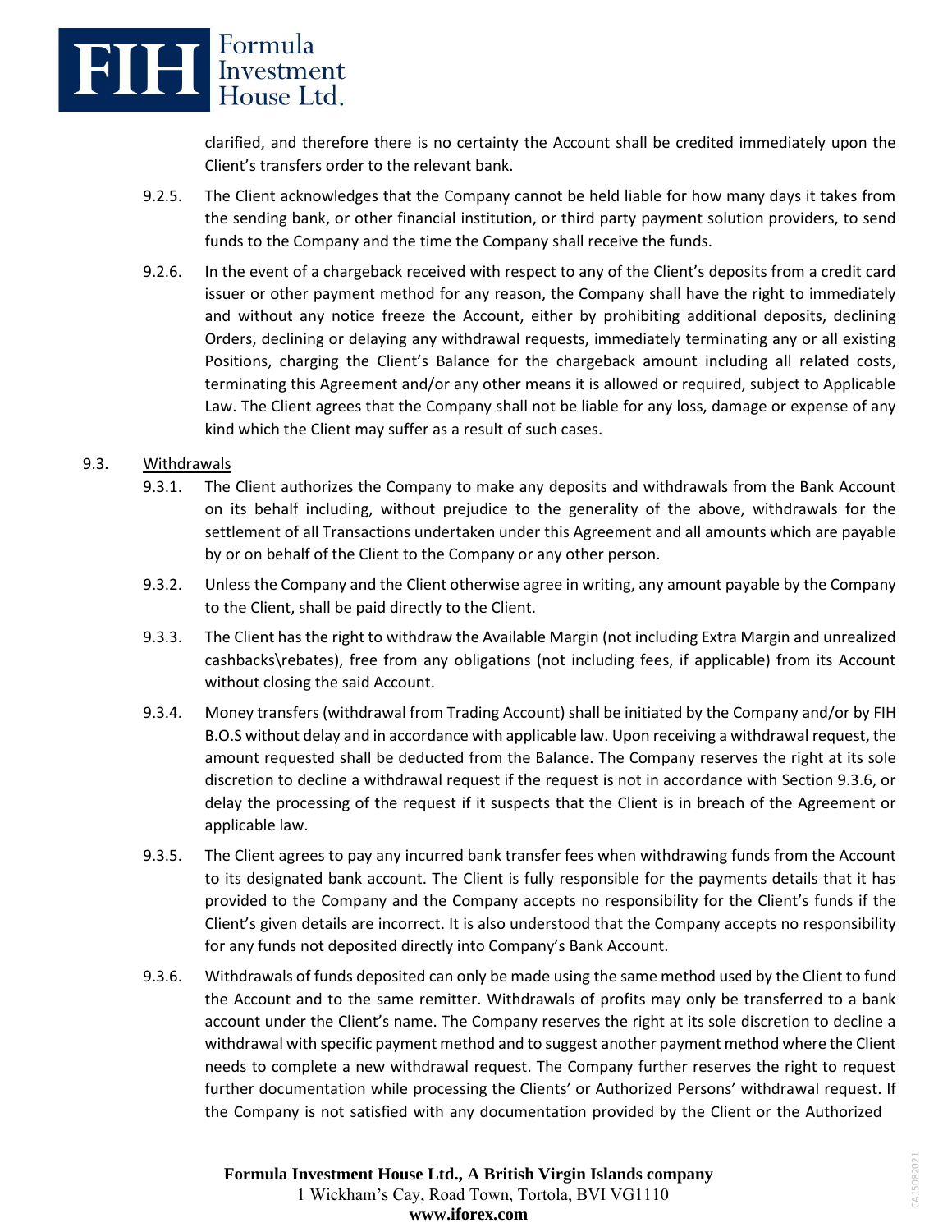clarified, and therefore there is no certainty the Account shall be credited immediately upon the Client's transfers order to the relevant bank.

9.2.5. The Client acknowledges that the Company cannot be held liable for how many days it takes from the sending bank, or other financial institution, or third party payment solution providers, to send funds to the Company and the time the Company shall receive the funds.

9.2.6. In the event of a chargeback received with respect to any of the Client's deposits from a credit card issuer or other payment method for any reason, the Company shall have the right to immediately and without any notice freeze the Account, either by prohibiting additional deposits, declining Orders, declining or delaying any withdrawal requests, immediately terminating any or all existing Positions, charging the Client's Balance for the chargeback amount including all related costs, terminating this Agreement and/or any other means it is allowed or required, subject to Applicable Law. The Client agrees that the Company shall not be liable for any loss, damage or expense of any kind which the Client may suffer as a result of such cases.

9.3. Withdrawals

9.3.1. The Client authorizes the Company to make any deposits and withdrawals from the Bank Account on its behalf including, without prejudice to the generality of the above, withdrawals for the settlement of all Transactions undertaken under this Agreement and all amounts which are payable by or on behalf of the Client to the Company or any other person.

9.3.2. Unless the Company and the Client otherwise agree in writing, any amount payable by the Company to the Client, shall be paid directly to the Client.

9.3.3. The Client has the right to withdraw the Available Margin (not including Extra Margin and unrealized cashbacks\rebates), free from any obligations (not including fees, if applicable) from its Account without closing the said Account.

9.3.4. Money transfers (withdrawal from Trading Account) shall be initiated by the Company and/or by FIH B.O.S without delay and in accordance with applicable law. Upon receiving a withdrawal request, the amount requested shall be deducted from the Balance. The Company reserves the right at its sole discretion to decline a withdrawal request if the request is not in accordance with Section 9.3.6, or delay the processing of the request if it suspects that the Client is in breach of the Agreement or applicable law.

9.3.5. The Client agrees to pay any incurred bank transfer fees when withdrawing funds from the Account to its designated bank account. The Client is fully responsible for the payments details that it has provided to the Company and the Company accepts no responsibility for the Client's funds if the Client's given details are incorrect. It is also understood that the Company accepts no responsibility for any funds not deposited directly into Company's Bank Account.

9.3.6. Withdrawals of funds deposited can only be made using the same method used by the Client to fund the Account and to the same remitter. Withdrawals of profits may only be transferred to a bank account under the Client's name. The Company reserves the right at its sole discretion to decline a withdrawal with specific payment method and to suggest another payment method where the Client needs to complete a new withdrawal request. The Company further reserves the right to request further documentation while processing the Clients' or Authorized Persons' withdrawal request. If the Company is not satisfied with any documentation provided by the Client or the Authorized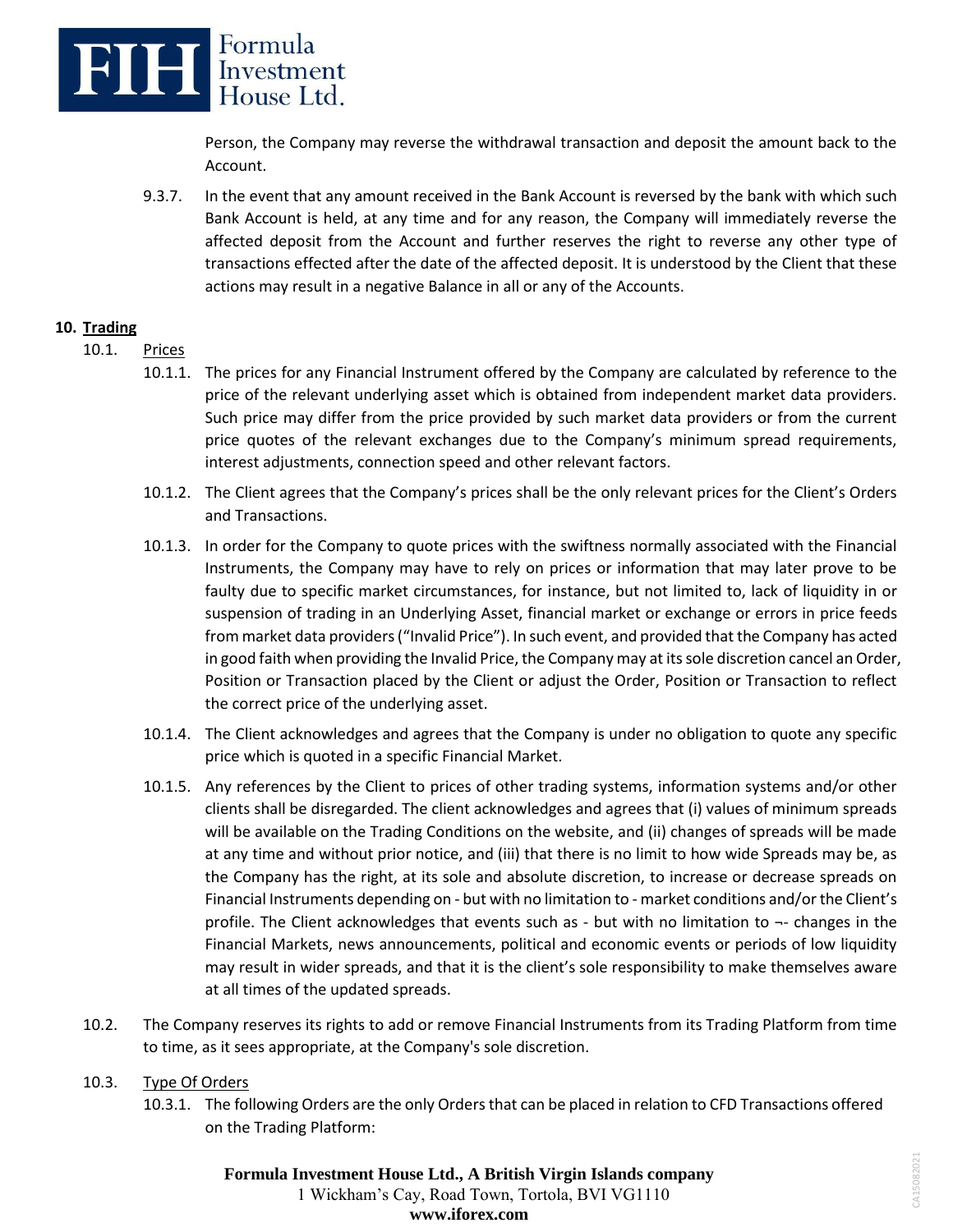Person, the Company may reverse the withdrawal transaction and deposit the amount back to the Account.

9.3.7. In the event that any amount received in the Bank Account is reversed by the bank with which such Bank Account is held, at any time and for any reason, the Company will immediately reverse the affected deposit from the Account and further reserves the right to reverse any other type of transactions effected after the date of the affected deposit. It is understood by the Client that these actions may result in a negative Balance in all or any of the Accounts.

## 10. Trading

10.1. Prices

10.1.1. The prices for any Financial Instrument offered by the Company are calculated by reference to the price of the relevant underlying asset which is obtained from independent market data providers. Such price may differ from the price provided by such market data providers or from the current price quotes of the relevant exchanges due to the Company's minimum spread requirements, interest adjustments, connection speed and other relevant factors.

10.1.2. The Client agrees that the Company's prices shall be the only relevant prices for the Client's Orders and Transactions.

10.1.3. In order for the Company to quote prices with the swiftness normally associated with the Financial Instruments, the Company may have to rely on prices or information that may later prove to be faulty due to specific market circumstances, for instance, but not limited to, lack of liquidity in or suspension of trading in an Underlying Asset, financial market or exchange or errors in price feeds from market data providers ("Invalid Price"). In such event, and provided that the Company has acted in good faith when providing the Invalid Price, the Company may at its sole discretion cancel an Order, Position or Transaction placed by the Client or adjust the Order, Position or Transaction to reflect the correct price of the underlying asset.

10.1.4. The Client acknowledges and agrees that the Company is under no obligation to quote any specific price which is quoted in a specific Financial Market.

10.1.5. Any references by the Client to prices of other trading systems, information systems and/or other clients shall be disregarded. The client acknowledges and agrees that (i) values of minimum spreads will be available on the Trading Conditions on the website, and (ii) changes of spreads will be made at any time and without prior notice, and (iii) that there is no limit to how wide Spreads may be, as the Company has the right, at its sole and absolute discretion, to increase or decrease spreads on Financial Instruments depending on - but with no limitation to - market conditions and/or the Client's profile. The Client acknowledges that events such as - but with no limitation to ¬- changes in the Financial Markets, news announcements, political and economic events or periods of low liquidity may result in wider spreads, and that it is the client's sole responsibility to make themselves aware at all times of the updated spreads.

10.2. The Company reserves its rights to add or remove Financial Instruments from its Trading Platform from time to time, as it sees appropriate, at the Company's sole discretion.

10.3. Type Of Orders

10.3.1. The following Orders are the only Orders that can be placed in relation to CFD Transactions offered on the Trading Platform: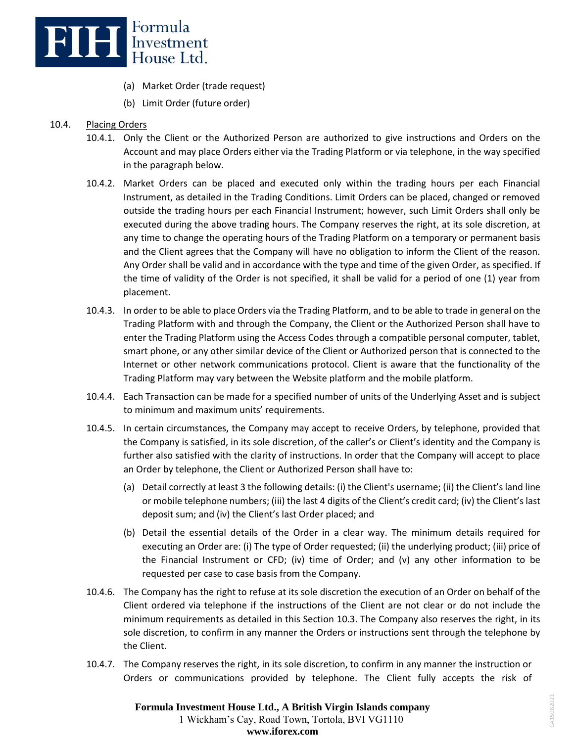(a) Market Order (trade request)

(b) Limit Order (future order)

10.4. Placing Orders

10.4.1. Only the Client or the Authorized Person are authorized to give instructions and Orders on the Account and may place Orders either via the Trading Platform or via telephone, in the way specified in the paragraph below.

10.4.2. Market Orders can be placed and executed only within the trading hours per each Financial Instrument, as detailed in the Trading Conditions. Limit Orders can be placed, changed or removed outside the trading hours per each Financial Instrument; however, such Limit Orders shall only be executed during the above trading hours. The Company reserves the right, at its sole discretion, at any time to change the operating hours of the Trading Platform on a temporary or permanent basis and the Client agrees that the Company will have no obligation to inform the Client of the reason. Any Order shall be valid and in accordance with the type and time of the given Order, as specified. If the time of validity of the Order is not specified, it shall be valid for a period of one (1) year from placement.

10.4.3. In order to be able to place Orders via the Trading Platform, and to be able to trade in general on the Trading Platform with and through the Company, the Client or the Authorized Person shall have to enter the Trading Platform using the Access Codes through a compatible personal computer, tablet, smart phone, or any other similar device of the Client or Authorized person that is connected to the Internet or other network communications protocol. Client is aware that the functionality of the Trading Platform may vary between the Website platform and the mobile platform.

10.4.4. Each Transaction can be made for a specified number of units of the Underlying Asset and is subject to minimum and maximum units' requirements.

10.4.5. In certain circumstances, the Company may accept to receive Orders, by telephone, provided that the Company is satisfied, in its sole discretion, of the caller's or Client's identity and the Company is further also satisfied with the clarity of instructions. In order that the Company will accept to place an Order by telephone, the Client or Authorized Person shall have to:

(a) Detail correctly at least 3 the following details: (i) the Client's username; (ii) the Client's land line or mobile telephone numbers; (iii) the last 4 digits of the Client's credit card; (iv) the Client's last deposit sum; and (iv) the Client's last Order placed; and

(b) Detail the essential details of the Order in a clear way. The minimum details required for executing an Order are: (i) The type of Order requested; (ii) the underlying product; (iii) price of the Financial Instrument or CFD; (iv) time of Order; and (v) any other information to be requested per case to case basis from the Company.

10.4.6. The Company has the right to refuse at its sole discretion the execution of an Order on behalf of the Client ordered via telephone if the instructions of the Client are not clear or do not include the minimum requirements as detailed in this Section 10.3. The Company also reserves the right, in its sole discretion, to confirm in any manner the Orders or instructions sent through the telephone by the Client.

10.4.7. The Company reserves the right, in its sole discretion, to confirm in any manner the instruction or Orders or communications provided by telephone. The Client fully accepts the risk of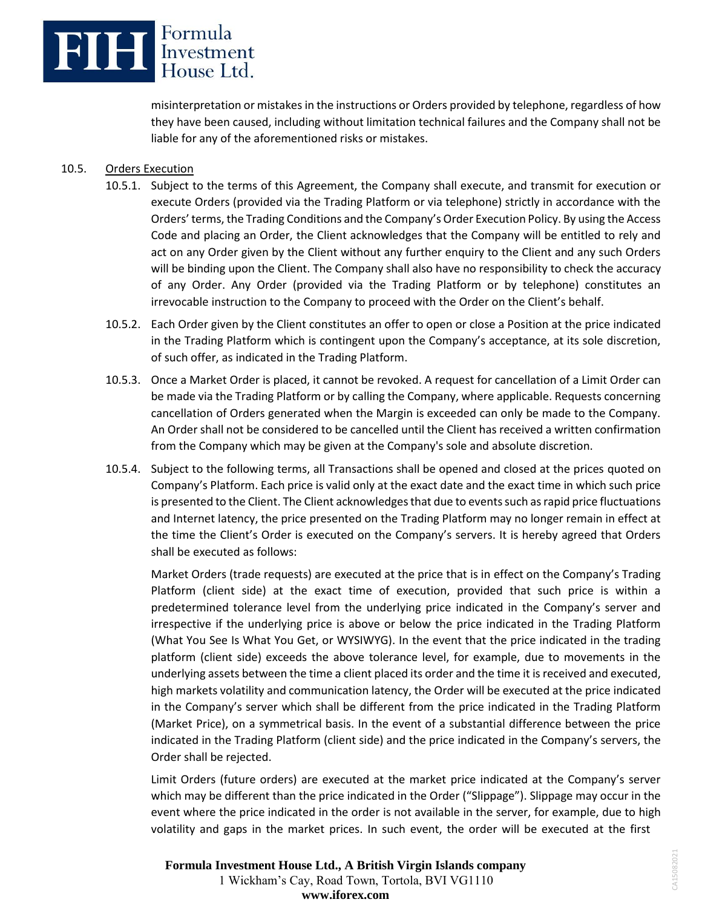misinterpretation or mistakes in the instructions or Orders provided by telephone, regardless of how they have been caused, including without limitation technical failures and the Company shall not be liable for any of the aforementioned risks or mistakes.

10.5. Orders Execution

10.5.1. Subject to the terms of this Agreement, the Company shall execute, and transmit for execution or execute Orders (provided via the Trading Platform or via telephone) strictly in accordance with the Orders' terms, the Trading Conditions and the Company's Order Execution Policy. By using the Access Code and placing an Order, the Client acknowledges that the Company will be entitled to rely and act on any Order given by the Client without any further enquiry to the Client and any such Orders will be binding upon the Client. The Company shall also have no responsibility to check the accuracy of any Order. Any Order (provided via the Trading Platform or by telephone) constitutes an irrevocable instruction to the Company to proceed with the Order on the Client's behalf.

10.5.2. Each Order given by the Client constitutes an offer to open or close a Position at the price indicated in the Trading Platform which is contingent upon the Company's acceptance, at its sole discretion, of such offer, as indicated in the Trading Platform.

10.5.3. Once a Market Order is placed, it cannot be revoked. A request for cancellation of a Limit Order can be made via the Trading Platform or by calling the Company, where applicable. Requests concerning cancellation of Orders generated when the Margin is exceeded can only be made to the Company. An Order shall not be considered to be cancelled until the Client has received a written confirmation from the Company which may be given at the Company's sole and absolute discretion.

10.5.4. Subject to the following terms, all Transactions shall be opened and closed at the prices quoted on Company's Platform. Each price is valid only at the exact date and the exact time in which such price is presented to the Client. The Client acknowledges that due to events such as rapid price fluctuations and Internet latency, the price presented on the Trading Platform may no longer remain in effect at the time the Client's Order is executed on the Company's servers. It is hereby agreed that Orders shall be executed as follows:

Market Orders (trade requests) are executed at the price that is in effect on the Company's Trading Platform (client side) at the exact time of execution, provided that such price is within a predetermined tolerance level from the underlying price indicated in the Company's server and irrespective if the underlying price is above or below the price indicated in the Trading Platform (What You See Is What You Get, or WYSIWYG). In the event that the price indicated in the trading platform (client side) exceeds the above tolerance level, for example, due to movements in the underlying assets between the time a client placed its order and the time it is received and executed, high markets volatility and communication latency, the Order will be executed at the price indicated in the Company's server which shall be different from the price indicated in the Trading Platform (Market Price), on a symmetrical basis. In the event of a substantial difference between the price indicated in the Trading Platform (client side) and the price indicated in the Company's servers, the Order shall be rejected.

Limit Orders (future orders) are executed at the market price indicated at the Company's server which may be different than the price indicated in the Order ("Slippage"). Slippage may occur in the event where the price indicated in the order is not available in the server, for example, due to high volatility and gaps in the market prices. In such event, the order will be executed at the first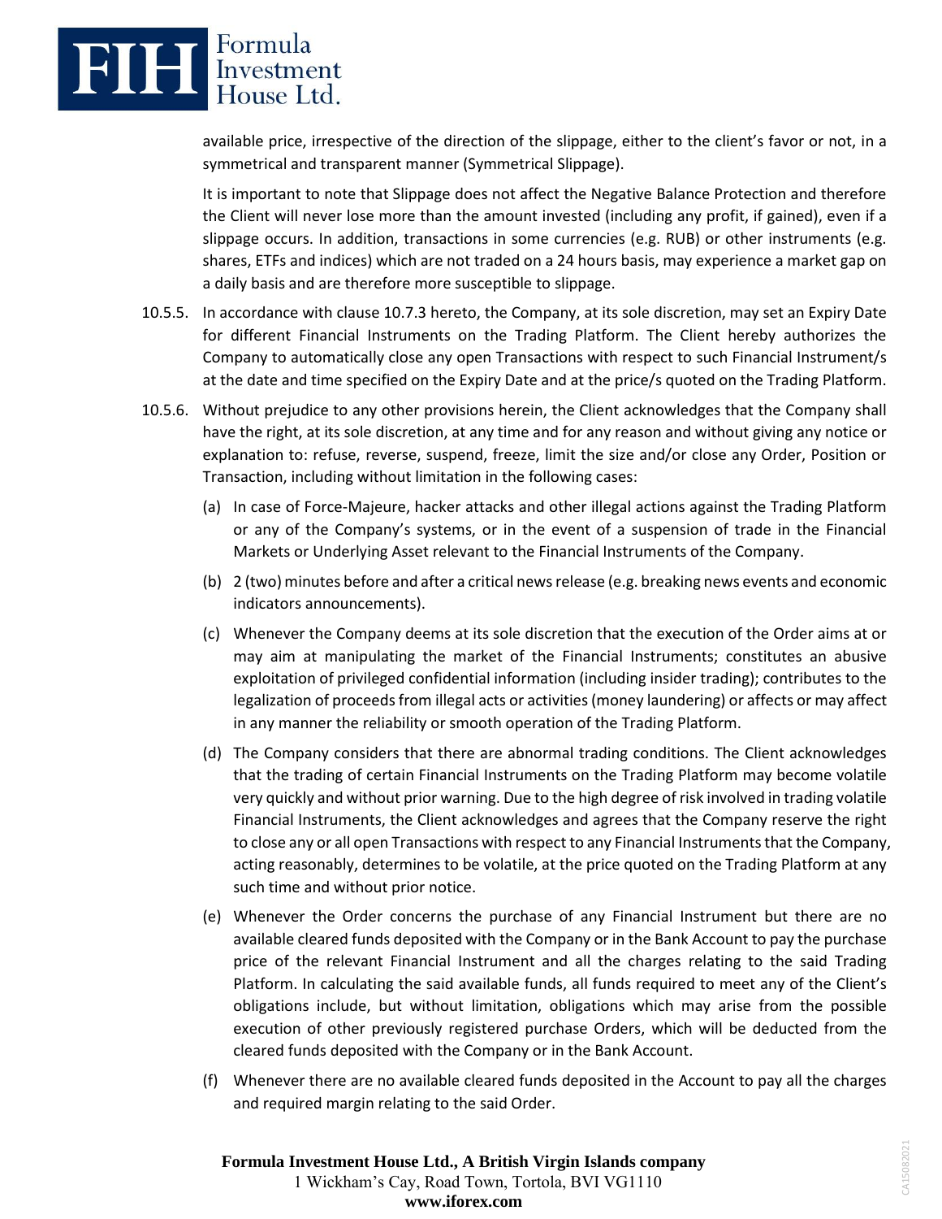available price, irrespective of the direction of the slippage, either to the client's favor or not, in a symmetrical and transparent manner (Symmetrical Slippage).

It is important to note that Slippage does not affect the Negative Balance Protection and therefore the Client will never lose more than the amount invested (including any profit, if gained), even if a slippage occurs. In addition, transactions in some currencies (e.g. RUB) or other instruments (e.g. shares, ETFs and indices) which are not traded on a 24 hours basis, may experience a market gap on a daily basis and are therefore more susceptible to slippage.

10.5.5. In accordance with clause 10.7.3 hereto, the Company, at its sole discretion, may set an Expiry Date for different Financial Instruments on the Trading Platform. The Client hereby authorizes the Company to automatically close any open Transactions with respect to such Financial Instrument/s at the date and time specified on the Expiry Date and at the price/s quoted on the Trading Platform.

10.5.6. Without prejudice to any other provisions herein, the Client acknowledges that the Company shall have the right, at its sole discretion, at any time and for any reason and without giving any notice or explanation to: refuse, reverse, suspend, freeze, limit the size and/or close any Order, Position or Transaction, including without limitation in the following cases:

(a) In case of Force-Majeure, hacker attacks and other illegal actions against the Trading Platform or any of the Company's systems, or in the event of a suspension of trade in the Financial Markets or Underlying Asset relevant to the Financial Instruments of the Company.

(b) 2 (two) minutes before and after a critical news release (e.g. breaking news events and economic indicators announcements).

(c) Whenever the Company deems at its sole discretion that the execution of the Order aims at or may aim at manipulating the market of the Financial Instruments; constitutes an abusive exploitation of privileged confidential information (including insider trading); contributes to the legalization of proceeds from illegal acts or activities (money laundering) or affects or may affect in any manner the reliability or smooth operation of the Trading Platform.

(d) The Company considers that there are abnormal trading conditions. The Client acknowledges that the trading of certain Financial Instruments on the Trading Platform may become volatile very quickly and without prior warning. Due to the high degree of risk involved in trading volatile Financial Instruments, the Client acknowledges and agrees that the Company reserve the right to close any or all open Transactions with respect to any Financial Instruments that the Company, acting reasonably, determines to be volatile, at the price quoted on the Trading Platform at any such time and without prior notice.

(e) Whenever the Order concerns the purchase of any Financial Instrument but there are no available cleared funds deposited with the Company or in the Bank Account to pay the purchase price of the relevant Financial Instrument and all the charges relating to the said Trading Platform. In calculating the said available funds, all funds required to meet any of the Client's obligations include, but without limitation, obligations which may arise from the possible execution of other previously registered purchase Orders, which will be deducted from the cleared funds deposited with the Company or in the Bank Account.

(f) Whenever there are no available cleared funds deposited in the Account to pay all the charges and required margin relating to the said Order.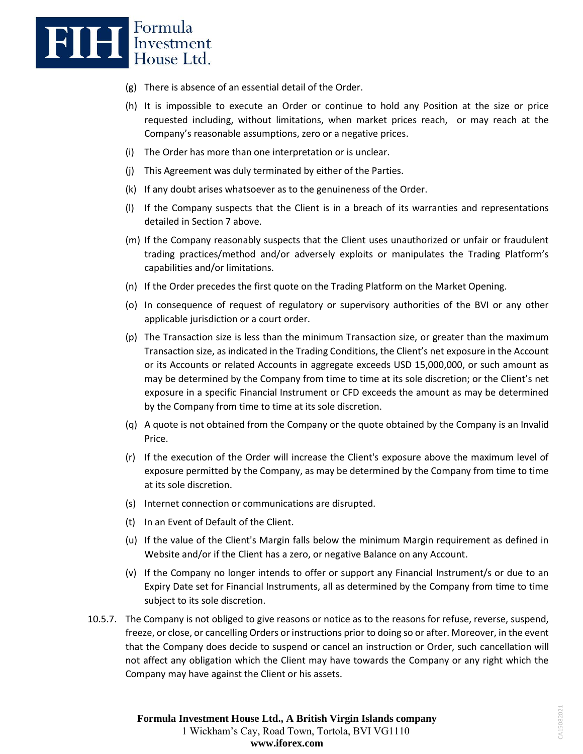(g) There is absence of an essential detail of the Order.

(h) It is impossible to execute an Order or continue to hold any Position at the size or price requested including, without limitations, when market prices reach, or may reach at the Company's reasonable assumptions, zero or a negative prices.

(i) The Order has more than one interpretation or is unclear.

(j) This Agreement was duly terminated by either of the Parties.

(k) If any doubt arises whatsoever as to the genuineness of the Order.

(l) If the Company suspects that the Client is in a breach of its warranties and representations detailed in Section 7 above.

(m) If the Company reasonably suspects that the Client uses unauthorized or unfair or fraudulent trading practices/method and/or adversely exploits or manipulates the Trading Platform's capabilities and/or limitations.

(n) If the Order precedes the first quote on the Trading Platform on the Market Opening.

(o) In consequence of request of regulatory or supervisory authorities of the BVI or any other applicable jurisdiction or a court order.

(p) The Transaction size is less than the minimum Transaction size, or greater than the maximum Transaction size, as indicated in the Trading Conditions, the Client's net exposure in the Account or its Accounts or related Accounts in aggregate exceeds USD 15,000,000, or such amount as may be determined by the Company from time to time at its sole discretion; or the Client's net exposure in a specific Financial Instrument or CFD exceeds the amount as may be determined by the Company from time to time at its sole discretion.

(q) A quote is not obtained from the Company or the quote obtained by the Company is an Invalid Price.

(r) If the execution of the Order will increase the Client's exposure above the maximum level of exposure permitted by the Company, as may be determined by the Company from time to time at its sole discretion.

(s) Internet connection or communications are disrupted.

(t) In an Event of Default of the Client.

(u) If the value of the Client's Margin falls below the minimum Margin requirement as defined in Website and/or if the Client has a zero, or negative Balance on any Account.

(v) If the Company no longer intends to offer or support any Financial Instrument/s or due to an Expiry Date set for Financial Instruments, all as determined by the Company from time to time subject to its sole discretion.

10.5.7. The Company is not obliged to give reasons or notice as to the reasons for refuse, reverse, suspend, freeze, or close, or cancelling Orders or instructions prior to doing so or after. Moreover, in the event that the Company does decide to suspend or cancel an instruction or Order, such cancellation will not affect any obligation which the Client may have towards the Company or any right which the Company may have against the Client or his assets.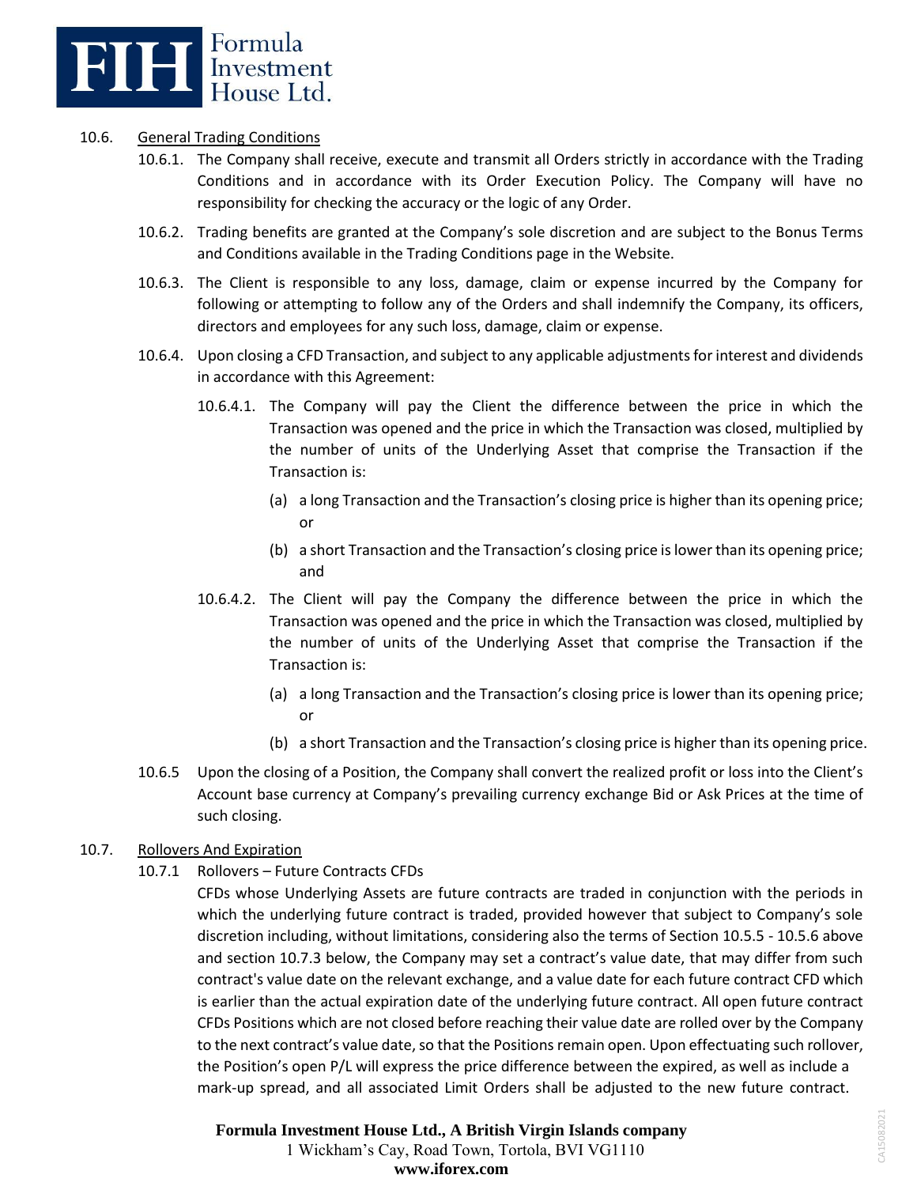10.6. General Trading Conditions

10.6.1. The Company shall receive, execute and transmit all Orders strictly in accordance with the Trading Conditions and in accordance with its Order Execution Policy. The Company will have no responsibility for checking the accuracy or the logic of any Order.

10.6.2. Trading benefits are granted at the Company's sole discretion and are subject to the Bonus Terms and Conditions available in the Trading Conditions page in the Website.

10.6.3. The Client is responsible to any loss, damage, claim or expense incurred by the Company for following or attempting to follow any of the Orders and shall indemnify the Company, its officers, directors and employees for any such loss, damage, claim or expense.

10.6.4. Upon closing a CFD Transaction, and subject to any applicable adjustments for interest and dividends in accordance with this Agreement:

10.6.4.1. The Company will pay the Client the difference between the price in which the Transaction was opened and the price in which the Transaction was closed, multiplied by the number of units of the Underlying Asset that comprise the Transaction if the Transaction is:

(a) a long Transaction and the Transaction's closing price is higher than its opening price; or

(b) a short Transaction and the Transaction's closing price is lower than its opening price; and

10.6.4.2. The Client will pay the Company the difference between the price in which the Transaction was opened and the price in which the Transaction was closed, multiplied by the number of units of the Underlying Asset that comprise the Transaction if the Transaction is:

(a) a long Transaction and the Transaction's closing price is lower than its opening price; or

(b) a short Transaction and the Transaction's closing price is higher than its opening price.

10.6.5 Upon the closing of a Position, the Company shall convert the realized profit or loss into the Client's Account base currency at Company's prevailing currency exchange Bid or Ask Prices at the time of such closing.

10.7. Rollovers And Expiration

10.7.1 Rollovers – Future Contracts CFDs

CFDs whose Underlying Assets are future contracts are traded in conjunction with the periods in which the underlying future contract is traded, provided however that subject to Company's sole discretion including, without limitations, considering also the terms of Section 10.5.5 - 10.5.6 above and section 10.7.3 below, the Company may set a contract's value date, that may differ from such contract's value date on the relevant exchange, and a value date for each future contract CFD which is earlier than the actual expiration date of the underlying future contract. All open future contract CFDs Positions which are not closed before reaching their value date are rolled over by the Company to the next contract's value date, so that the Positions remain open. Upon effectuating such rollover, the Position's open P/L will express the price difference between the expired, as well as include a mark-up spread, and all associated Limit Orders shall be adjusted to the new future contract.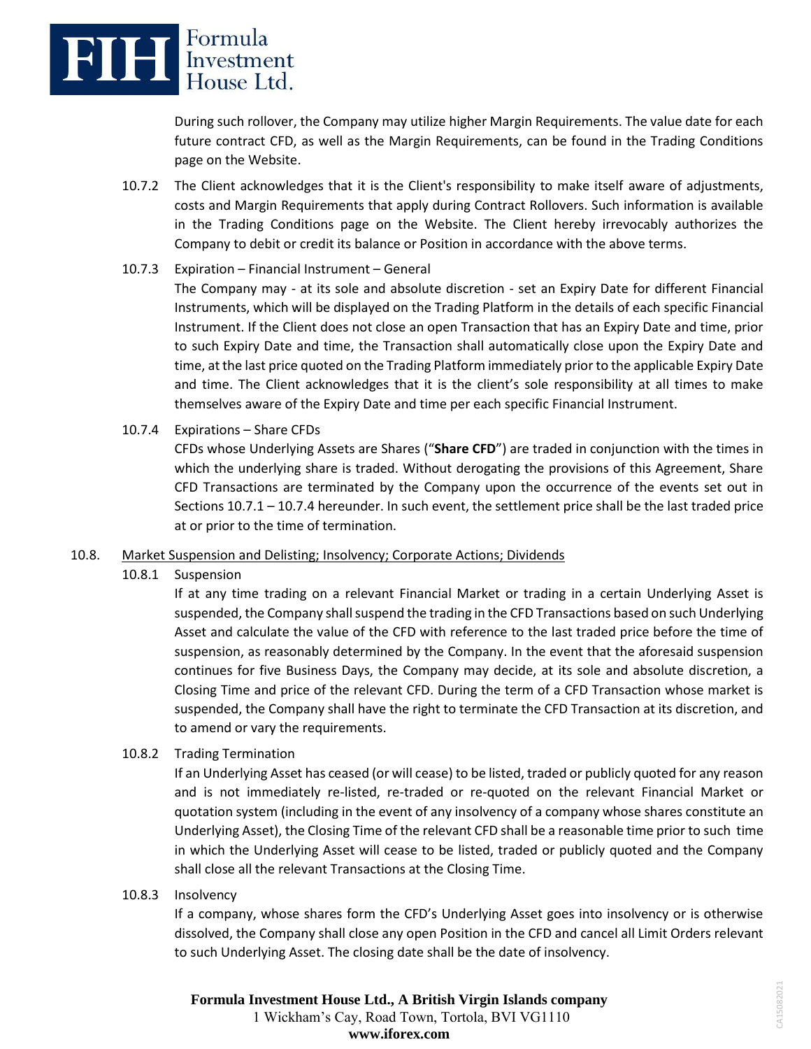During such rollover, the Company may utilize higher Margin Requirements. The value date for each future contract CFD, as well as the Margin Requirements, can be found in the Trading Conditions page on the Website.

10.7.2 The Client acknowledges that it is the Client's responsibility to make itself aware of adjustments, costs and Margin Requirements that apply during Contract Rollovers. Such information is available in the Trading Conditions page on the Website. The Client hereby irrevocably authorizes the Company to debit or credit its balance or Position in accordance with the above terms.

10.7.3 Expiration – Financial Instrument – General

The Company may - at its sole and absolute discretion - set an Expiry Date for different Financial Instruments, which will be displayed on the Trading Platform in the details of each specific Financial Instrument. If the Client does not close an open Transaction that has an Expiry Date and time, prior to such Expiry Date and time, the Transaction shall automatically close upon the Expiry Date and time, at the last price quoted on the Trading Platform immediately prior to the applicable Expiry Date and time. The Client acknowledges that it is the client's sole responsibility at all times to make themselves aware of the Expiry Date and time per each specific Financial Instrument.

10.7.4 Expirations – Share CFDs

CFDs whose Underlying Assets are Shares ("**Share CFD**") are traded in conjunction with the times in which the underlying share is traded. Without derogating the provisions of this Agreement, Share CFD Transactions are terminated by the Company upon the occurrence of the events set out in Sections 10.7.1 – 10.7.4 hereunder. In such event, the settlement price shall be the last traded price at or prior to the time of termination.

10.8. Market Suspension and Delisting; Insolvency; Corporate Actions; Dividends

10.8.1 Suspension

If at any time trading on a relevant Financial Market or trading in a certain Underlying Asset is suspended, the Company shall suspend the trading in the CFD Transactions based on such Underlying Asset and calculate the value of the CFD with reference to the last traded price before the time of suspension, as reasonably determined by the Company. In the event that the aforesaid suspension continues for five Business Days, the Company may decide, at its sole and absolute discretion, a Closing Time and price of the relevant CFD. During the term of a CFD Transaction whose market is suspended, the Company shall have the right to terminate the CFD Transaction at its discretion, and to amend or vary the requirements.

10.8.2 Trading Termination

If an Underlying Asset has ceased (or will cease) to be listed, traded or publicly quoted for any reason and is not immediately re-listed, re-traded or re-quoted on the relevant Financial Market or quotation system (including in the event of any insolvency of a company whose shares constitute an Underlying Asset), the Closing Time of the relevant CFD shall be a reasonable time prior to such time in which the Underlying Asset will cease to be listed, traded or publicly quoted and the Company shall close all the relevant Transactions at the Closing Time.

10.8.3 Insolvency

If a company, whose shares form the CFD's Underlying Asset goes into insolvency or is otherwise dissolved, the Company shall close any open Position in the CFD and cancel all Limit Orders relevant to such Underlying Asset. The closing date shall be the date of insolvency.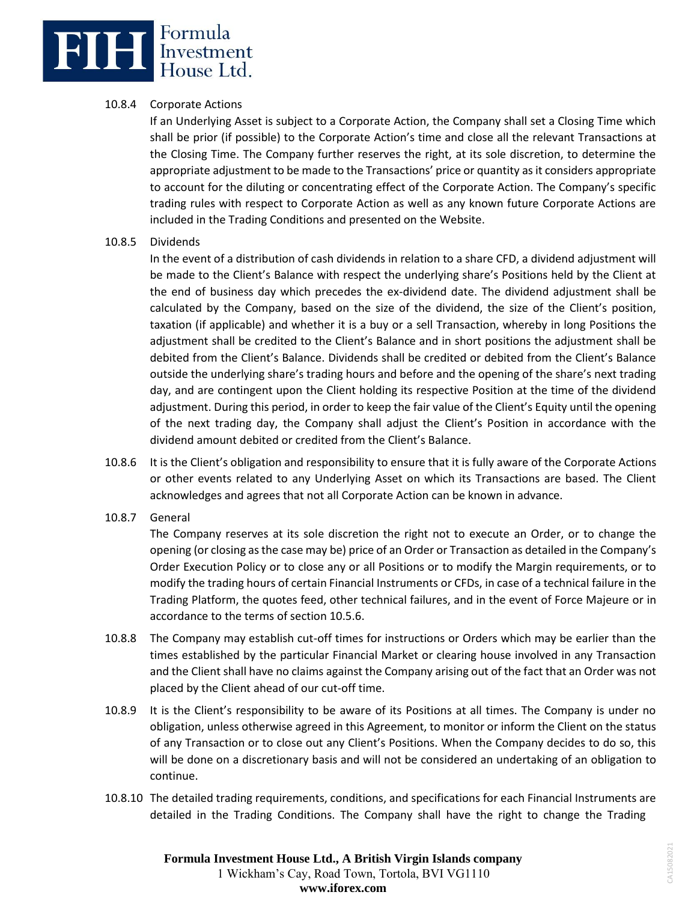10.8.4 Corporate Actions

If an Underlying Asset is subject to a Corporate Action, the Company shall set a Closing Time which shall be prior (if possible) to the Corporate Action's time and close all the relevant Transactions at the Closing Time. The Company further reserves the right, at its sole discretion, to determine the appropriate adjustment to be made to the Transactions' price or quantity as it considers appropriate to account for the diluting or concentrating effect of the Corporate Action. The Company's specific trading rules with respect to Corporate Action as well as any known future Corporate Actions are included in the Trading Conditions and presented on the Website.

10.8.5 Dividends

In the event of a distribution of cash dividends in relation to a share CFD, a dividend adjustment will be made to the Client's Balance with respect the underlying share's Positions held by the Client at the end of business day which precedes the ex-dividend date. The dividend adjustment shall be calculated by the Company, based on the size of the dividend, the size of the Client's position, taxation (if applicable) and whether it is a buy or a sell Transaction, whereby in long Positions the adjustment shall be credited to the Client's Balance and in short positions the adjustment shall be debited from the Client's Balance. Dividends shall be credited or debited from the Client's Balance outside the underlying share's trading hours and before and the opening of the share's next trading day, and are contingent upon the Client holding its respective Position at the time of the dividend adjustment. During this period, in order to keep the fair value of the Client's Equity until the opening of the next trading day, the Company shall adjust the Client's Position in accordance with the dividend amount debited or credited from the Client's Balance.

10.8.6 It is the Client's obligation and responsibility to ensure that it is fully aware of the Corporate Actions or other events related to any Underlying Asset on which its Transactions are based. The Client acknowledges and agrees that not all Corporate Action can be known in advance.

10.8.7 General

The Company reserves at its sole discretion the right not to execute an Order, or to change the opening (or closing as the case may be) price of an Order or Transaction as detailed in the Company's Order Execution Policy or to close any or all Positions or to modify the Margin requirements, or to modify the trading hours of certain Financial Instruments or CFDs, in case of a technical failure in the Trading Platform, the quotes feed, other technical failures, and in the event of Force Majeure or in accordance to the terms of section 10.5.6.

10.8.8 The Company may establish cut-off times for instructions or Orders which may be earlier than the times established by the particular Financial Market or clearing house involved in any Transaction and the Client shall have no claims against the Company arising out of the fact that an Order was not placed by the Client ahead of our cut-off time.

10.8.9 It is the Client's responsibility to be aware of its Positions at all times. The Company is under no obligation, unless otherwise agreed in this Agreement, to monitor or inform the Client on the status of any Transaction or to close out any Client's Positions. When the Company decides to do so, this will be done on a discretionary basis and will not be considered an undertaking of an obligation to continue.

10.8.10 The detailed trading requirements, conditions, and specifications for each Financial Instruments are detailed in the Trading Conditions. The Company shall have the right to change the Trading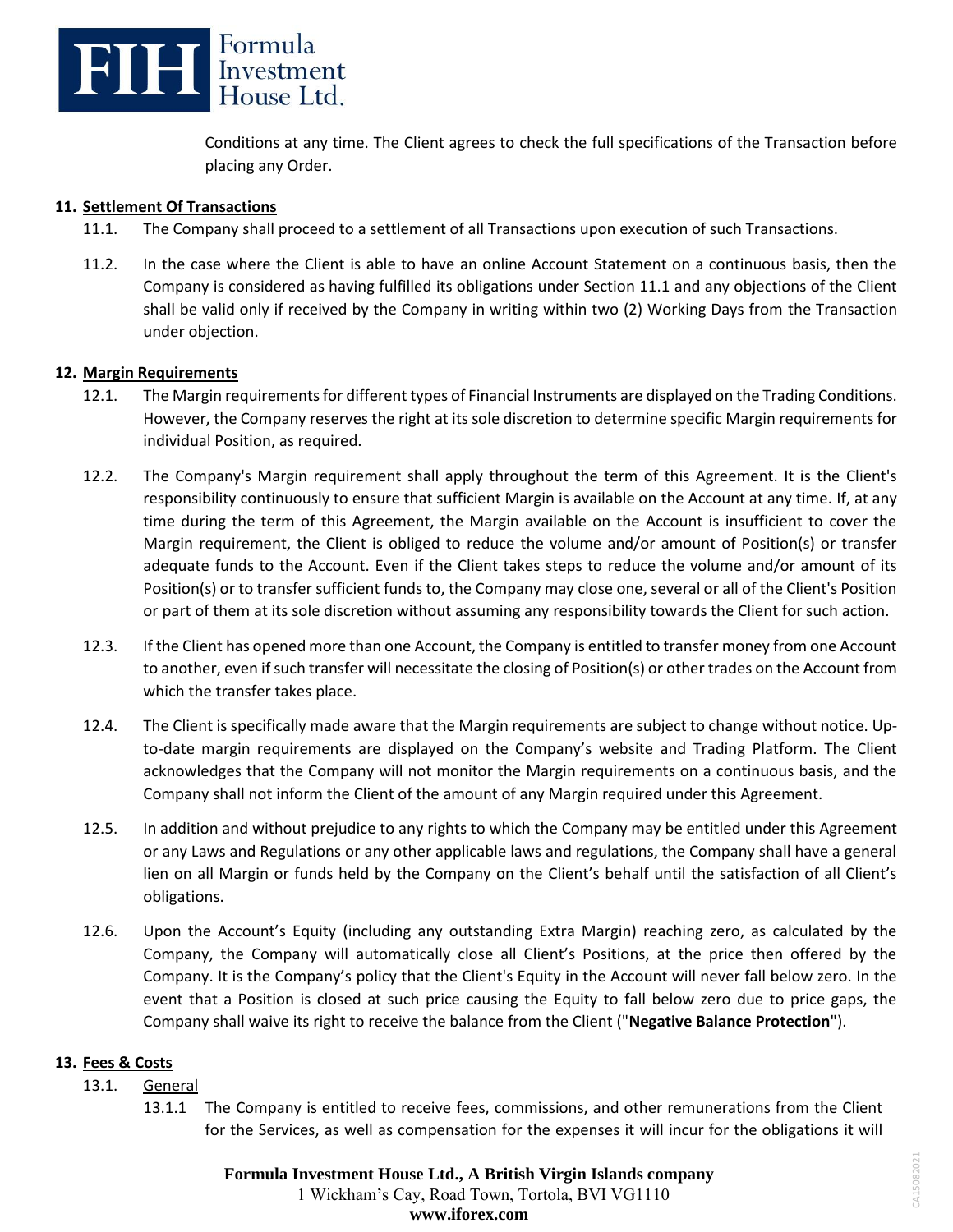Conditions at any time. The Client agrees to check the full specifications of the Transaction before placing any Order.

**11. Settlement Of Transactions**

11.1. The Company shall proceed to a settlement of all Transactions upon execution of such Transactions.

11.2. In the case where the Client is able to have an online Account Statement on a continuous basis, then the Company is considered as having fulfilled its obligations under Section 11.1 and any objections of the Client shall be valid only if received by the Company in writing within two (2) Working Days from the Transaction under objection.

**12. Margin Requirements**

12.1. The Margin requirements for different types of Financial Instruments are displayed on the Trading Conditions. However, the Company reserves the right at its sole discretion to determine specific Margin requirements for individual Position, as required.

12.2. The Company's Margin requirement shall apply throughout the term of this Agreement. It is the Client's responsibility continuously to ensure that sufficient Margin is available on the Account at any time. If, at any time during the term of this Agreement, the Margin available on the Account is insufficient to cover the Margin requirement, the Client is obliged to reduce the volume and/or amount of Position(s) or transfer adequate funds to the Account. Even if the Client takes steps to reduce the volume and/or amount of its Position(s) or to transfer sufficient funds to, the Company may close one, several or all of the Client's Position or part of them at its sole discretion without assuming any responsibility towards the Client for such action.

12.3. If the Client has opened more than one Account, the Company is entitled to transfer money from one Account to another, even if such transfer will necessitate the closing of Position(s) or other trades on the Account from which the transfer takes place.

12.4. The Client is specifically made aware that the Margin requirements are subject to change without notice. Up-to-date margin requirements are displayed on the Company's website and Trading Platform. The Client acknowledges that the Company will not monitor the Margin requirements on a continuous basis, and the Company shall not inform the Client of the amount of any Margin required under this Agreement.

12.5. In addition and without prejudice to any rights to which the Company may be entitled under this Agreement or any Laws and Regulations or any other applicable laws and regulations, the Company shall have a general lien on all Margin or funds held by the Company on the Client's behalf until the satisfaction of all Client's obligations.

12.6. Upon the Account's Equity (including any outstanding Extra Margin) reaching zero, as calculated by the Company, the Company will automatically close all Client's Positions, at the price then offered by the Company. It is the Company's policy that the Client's Equity in the Account will never fall below zero. In the event that a Position is closed at such price causing the Equity to fall below zero due to price gaps, the Company shall waive its right to receive the balance from the Client ("**Negative Balance Protection**").

**13. Fees & Costs**

13.1. General

13.1.1 The Company is entitled to receive fees, commissions, and other remunerations from the Client for the Services, as well as compensation for the expenses it will incur for the obligations it will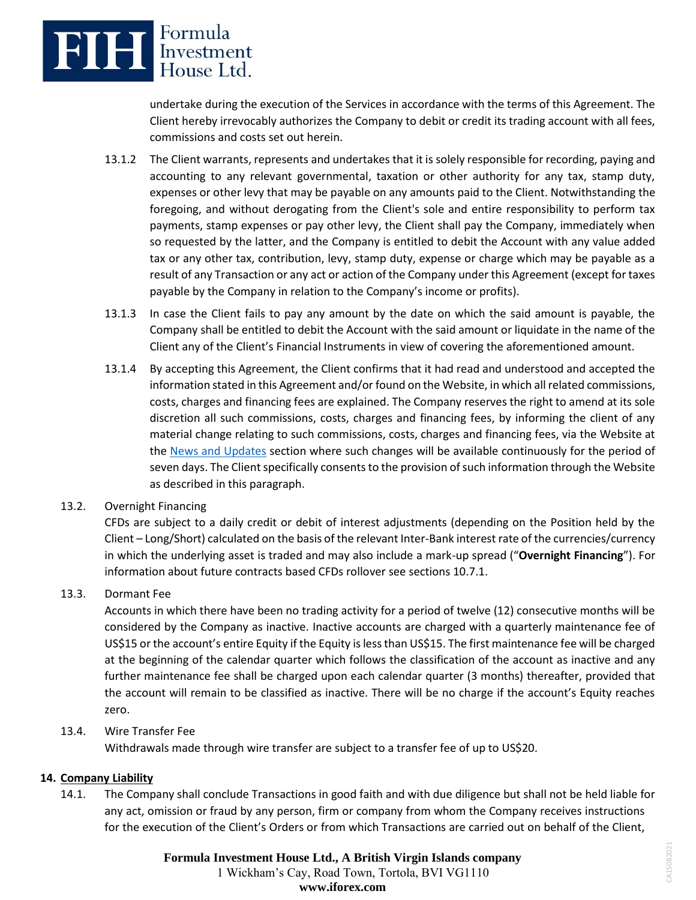undertake during the execution of the Services in accordance with the terms of this Agreement. The Client hereby irrevocably authorizes the Company to debit or credit its trading account with all fees, commissions and costs set out herein.

13.1.2 The Client warrants, represents and undertakes that it is solely responsible for recording, paying and accounting to any relevant governmental, taxation or other authority for any tax, stamp duty, expenses or other levy that may be payable on any amounts paid to the Client. Notwithstanding the foregoing, and without derogating from the Client's sole and entire responsibility to perform tax payments, stamp expenses or pay other levy, the Client shall pay the Company, immediately when so requested by the latter, and the Company is entitled to debit the Account with any value added tax or any other tax, contribution, levy, stamp duty, expense or charge which may be payable as a result of any Transaction or any act or action of the Company under this Agreement (except for taxes payable by the Company in relation to the Company's income or profits).

13.1.3 In case the Client fails to pay any amount by the date on which the said amount is payable, the Company shall be entitled to debit the Account with the said amount or liquidate in the name of the Client any of the Client's Financial Instruments in view of covering the aforementioned amount.

13.1.4 By accepting this Agreement, the Client confirms that it had read and understood and accepted the information stated in this Agreement and/or found on the Website, in which all related commissions, costs, charges and financing fees are explained. The Company reserves the right to amend at its sole discretion all such commissions, costs, charges and financing fees, by informing the client of any material change relating to such commissions, costs, charges and financing fees, via the Website at the News and Updates section where such changes will be available continuously for the period of seven days. The Client specifically consents to the provision of such information through the Website as described in this paragraph.

13.2. Overnight Financing

CFDs are subject to a daily credit or debit of interest adjustments (depending on the Position held by the Client – Long/Short) calculated on the basis of the relevant Inter-Bank interest rate of the currencies/currency in which the underlying asset is traded and may also include a mark-up spread ("**Overnight Financing**"). For information about future contracts based CFDs rollover see sections 10.7.1.

13.3. Dormant Fee

Accounts in which there have been no trading activity for a period of twelve (12) consecutive months will be considered by the Company as inactive. Inactive accounts are charged with a quarterly maintenance fee of US$15 or the account's entire Equity if the Equity is less than US$15. The first maintenance fee will be charged at the beginning of the calendar quarter which follows the classification of the account as inactive and any further maintenance fee shall be charged upon each calendar quarter (3 months) thereafter, provided that the account will remain to be classified as inactive. There will be no charge if the account's Equity reaches zero.

13.4. Wire Transfer Fee

Withdrawals made through wire transfer are subject to a transfer fee of up to US$20.

## 14. Company Liability

14.1. The Company shall conclude Transactions in good faith and with due diligence but shall not be held liable for any act, omission or fraud by any person, firm or company from whom the Company receives instructions for the execution of the Client's Orders or from which Transactions are carried out on behalf of the Client,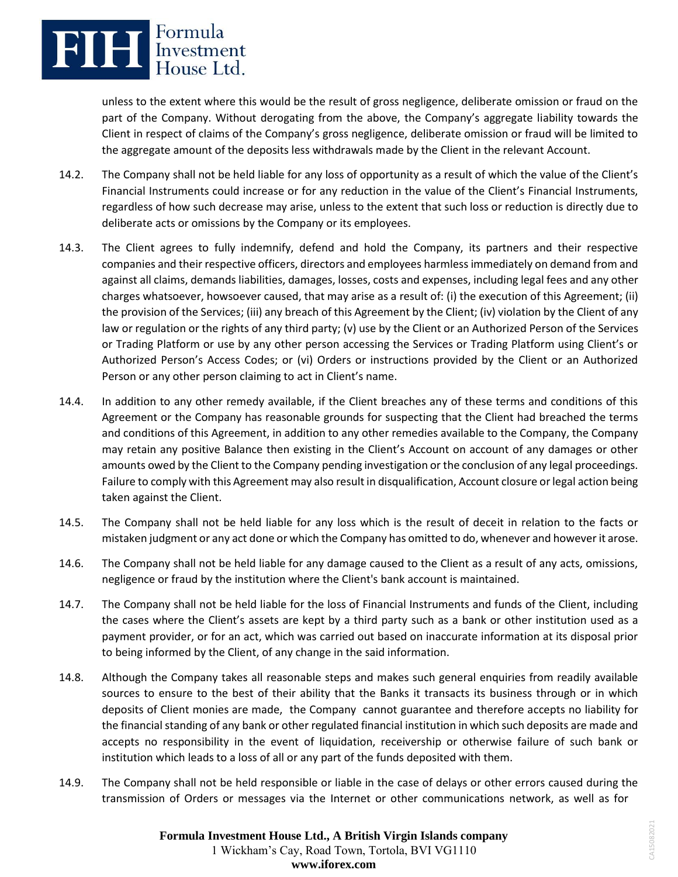unless to the extent where this would be the result of gross negligence, deliberate omission or fraud on the part of the Company. Without derogating from the above, the Company's aggregate liability towards the Client in respect of claims of the Company's gross negligence, deliberate omission or fraud will be limited to the aggregate amount of the deposits less withdrawals made by the Client in the relevant Account.

14.2. The Company shall not be held liable for any loss of opportunity as a result of which the value of the Client's Financial Instruments could increase or for any reduction in the value of the Client's Financial Instruments, regardless of how such decrease may arise, unless to the extent that such loss or reduction is directly due to deliberate acts or omissions by the Company or its employees.

14.3. The Client agrees to fully indemnify, defend and hold the Company, its partners and their respective companies and their respective officers, directors and employees harmless immediately on demand from and against all claims, demands liabilities, damages, losses, costs and expenses, including legal fees and any other charges whatsoever, howsoever caused, that may arise as a result of: (i) the execution of this Agreement; (ii) the provision of the Services; (iii) any breach of this Agreement by the Client; (iv) violation by the Client of any law or regulation or the rights of any third party; (v) use by the Client or an Authorized Person of the Services or Trading Platform or use by any other person accessing the Services or Trading Platform using Client's or Authorized Person's Access Codes; or (vi) Orders or instructions provided by the Client or an Authorized Person or any other person claiming to act in Client's name.

14.4. In addition to any other remedy available, if the Client breaches any of these terms and conditions of this Agreement or the Company has reasonable grounds for suspecting that the Client had breached the terms and conditions of this Agreement, in addition to any other remedies available to the Company, the Company may retain any positive Balance then existing in the Client's Account on account of any damages or other amounts owed by the Client to the Company pending investigation or the conclusion of any legal proceedings. Failure to comply with this Agreement may also result in disqualification, Account closure or legal action being taken against the Client.

14.5. The Company shall not be held liable for any loss which is the result of deceit in relation to the facts or mistaken judgment or any act done or which the Company has omitted to do, whenever and however it arose.

14.6. The Company shall not be held liable for any damage caused to the Client as a result of any acts, omissions, negligence or fraud by the institution where the Client's bank account is maintained.

14.7. The Company shall not be held liable for the loss of Financial Instruments and funds of the Client, including the cases where the Client's assets are kept by a third party such as a bank or other institution used as a payment provider, or for an act, which was carried out based on inaccurate information at its disposal prior to being informed by the Client, of any change in the said information.

14.8. Although the Company takes all reasonable steps and makes such general enquiries from readily available sources to ensure to the best of their ability that the Banks it transacts its business through or in which deposits of Client monies are made, the Company cannot guarantee and therefore accepts no liability for the financial standing of any bank or other regulated financial institution in which such deposits are made and accepts no responsibility in the event of liquidation, receivership or otherwise failure of such bank or institution which leads to a loss of all or any part of the funds deposited with them.

14.9. The Company shall not be held responsible or liable in the case of delays or other errors caused during the transmission of Orders or messages via the Internet or other communications network, as well as for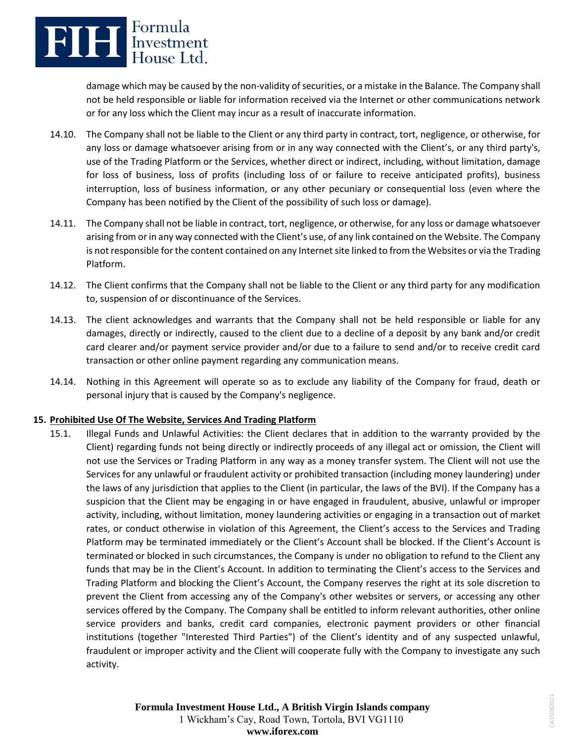damage which may be caused by the non-validity of securities, or a mistake in the Balance. The Company shall not be held responsible or liable for information received via the Internet or other communications network or for any loss which the Client may incur as a result of inaccurate information.

14.10. The Company shall not be liable to the Client or any third party in contract, tort, negligence, or otherwise, for any loss or damage whatsoever arising from or in any way connected with the Client's, or any third party's, use of the Trading Platform or the Services, whether direct or indirect, including, without limitation, damage for loss of business, loss of profits (including loss of or failure to receive anticipated profits), business interruption, loss of business information, or any other pecuniary or consequential loss (even where the Company has been notified by the Client of the possibility of such loss or damage).

14.11. The Company shall not be liable in contract, tort, negligence, or otherwise, for any loss or damage whatsoever arising from or in any way connected with the Client's use, of any link contained on the Website. The Company is not responsible for the content contained on any Internet site linked to from the Websites or via the Trading Platform.

14.12. The Client confirms that the Company shall not be liable to the Client or any third party for any modification to, suspension of or discontinuance of the Services.

14.13. The client acknowledges and warrants that the Company shall not be held responsible or liable for any damages, directly or indirectly, caused to the client due to a decline of a deposit by any bank and/or credit card clearer and/or payment service provider and/or due to a failure to send and/or to receive credit card transaction or other online payment regarding any communication means.

14.14. Nothing in this Agreement will operate so as to exclude any liability of the Company for fraud, death or personal injury that is caused by the Company's negligence.

## 15. Prohibited Use Of The Website, Services And Trading Platform

15.1. Illegal Funds and Unlawful Activities: the Client declares that in addition to the warranty provided by the Client) regarding funds not being directly or indirectly proceeds of any illegal act or omission, the Client will not use the Services or Trading Platform in any way as a money transfer system. The Client will not use the Services for any unlawful or fraudulent activity or prohibited transaction (including money laundering) under the laws of any jurisdiction that applies to the Client (in particular, the laws of the BVI). If the Company has a suspicion that the Client may be engaging in or have engaged in fraudulent, abusive, unlawful or improper activity, including, without limitation, money laundering activities or engaging in a transaction out of market rates, or conduct otherwise in violation of this Agreement, the Client's access to the Services and Trading Platform may be terminated immediately or the Client's Account shall be blocked. If the Client's Account is terminated or blocked in such circumstances, the Company is under no obligation to refund to the Client any funds that may be in the Client's Account. In addition to terminating the Client's access to the Services and Trading Platform and blocking the Client's Account, the Company reserves the right at its sole discretion to prevent the Client from accessing any of the Company's other websites or servers, or accessing any other services offered by the Company. The Company shall be entitled to inform relevant authorities, other online service providers and banks, credit card companies, electronic payment providers or other financial institutions (together "Interested Third Parties") of the Client's identity and of any suspected unlawful, fraudulent or improper activity and the Client will cooperate fully with the Company to investigate any such activity.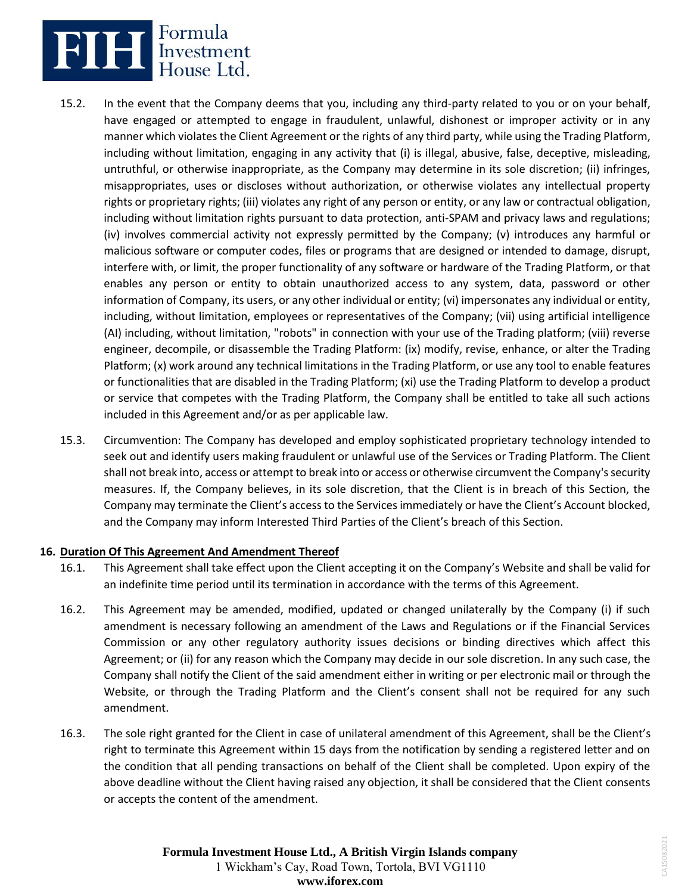15.2. In the event that the Company deems that you, including any third-party related to you or on your behalf, have engaged or attempted to engage in fraudulent, unlawful, dishonest or improper activity or in any manner which violates the Client Agreement or the rights of any third party, while using the Trading Platform, including without limitation, engaging in any activity that (i) is illegal, abusive, false, deceptive, misleading, untruthful, or otherwise inappropriate, as the Company may determine in its sole discretion; (ii) infringes, misappropriates, uses or discloses without authorization, or otherwise violates any intellectual property rights or proprietary rights; (iii) violates any right of any person or entity, or any law or contractual obligation, including without limitation rights pursuant to data protection, anti-SPAM and privacy laws and regulations; (iv) involves commercial activity not expressly permitted by the Company; (v) introduces any harmful or malicious software or computer codes, files or programs that are designed or intended to damage, disrupt, interfere with, or limit, the proper functionality of any software or hardware of the Trading Platform, or that enables any person or entity to obtain unauthorized access to any system, data, password or other information of Company, its users, or any other individual or entity; (vi) impersonates any individual or entity, including, without limitation, employees or representatives of the Company; (vii) using artificial intelligence (AI) including, without limitation, "robots" in connection with your use of the Trading platform; (viii) reverse engineer, decompile, or disassemble the Trading Platform: (ix) modify, revise, enhance, or alter the Trading Platform; (x) work around any technical limitations in the Trading Platform, or use any tool to enable features or functionalities that are disabled in the Trading Platform; (xi) use the Trading Platform to develop a product or service that competes with the Trading Platform, the Company shall be entitled to take all such actions included in this Agreement and/or as per applicable law.

15.3. Circumvention: The Company has developed and employ sophisticated proprietary technology intended to seek out and identify users making fraudulent or unlawful use of the Services or Trading Platform. The Client shall not break into, access or attempt to break into or access or otherwise circumvent the Company's security measures. If, the Company believes, in its sole discretion, that the Client is in breach of this Section, the Company may terminate the Client's access to the Services immediately or have the Client's Account blocked, and the Company may inform Interested Third Parties of the Client's breach of this Section.

**16. <u>Duration Of This Agreement And Amendment Thereof</u>**

16.1. This Agreement shall take effect upon the Client accepting it on the Company's Website and shall be valid for an indefinite time period until its termination in accordance with the terms of this Agreement.

16.2. This Agreement may be amended, modified, updated or changed unilaterally by the Company (i) if such amendment is necessary following an amendment of the Laws and Regulations or if the Financial Services Commission or any other regulatory authority issues decisions or binding directives which affect this Agreement; or (ii) for any reason which the Company may decide in our sole discretion. In any such case, the Company shall notify the Client of the said amendment either in writing or per electronic mail or through the Website, or through the Trading Platform and the Client's consent shall not be required for any such amendment.

16.3. The sole right granted for the Client in case of unilateral amendment of this Agreement, shall be the Client's right to terminate this Agreement within 15 days from the notification by sending a registered letter and on the condition that all pending transactions on behalf of the Client shall be completed. Upon expiry of the above deadline without the Client having raised any objection, it shall be considered that the Client consents or accepts the content of the amendment.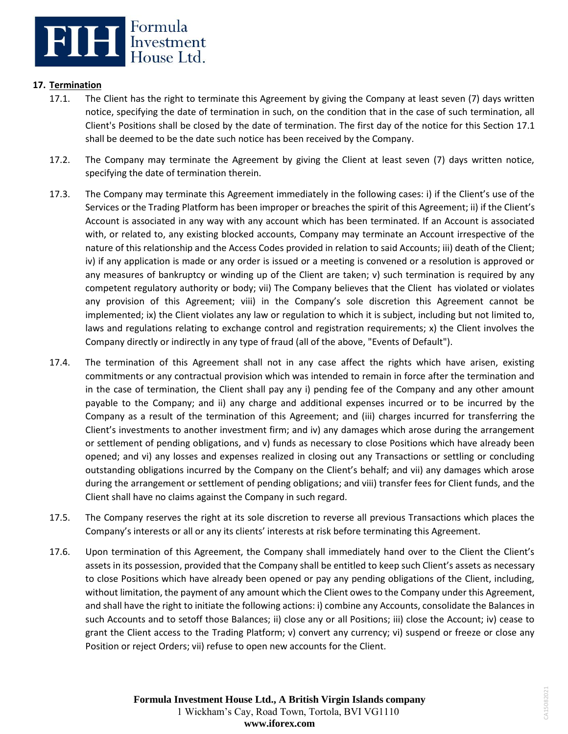## 17. Termination

17.1. The Client has the right to terminate this Agreement by giving the Company at least seven (7) days written notice, specifying the date of termination in such, on the condition that in the case of such termination, all Client's Positions shall be closed by the date of termination. The first day of the notice for this Section 17.1 shall be deemed to be the date such notice has been received by the Company.

17.2. The Company may terminate the Agreement by giving the Client at least seven (7) days written notice, specifying the date of termination therein.

17.3. The Company may terminate this Agreement immediately in the following cases: i) if the Client's use of the Services or the Trading Platform has been improper or breaches the spirit of this Agreement; ii) if the Client's Account is associated in any way with any account which has been terminated. If an Account is associated with, or related to, any existing blocked accounts, Company may terminate an Account irrespective of the nature of this relationship and the Access Codes provided in relation to said Accounts; iii) death of the Client; iv) if any application is made or any order is issued or a meeting is convened or a resolution is approved or any measures of bankruptcy or winding up of the Client are taken; v) such termination is required by any competent regulatory authority or body; vii) The Company believes that the Client has violated or violates any provision of this Agreement; viii) in the Company's sole discretion this Agreement cannot be implemented; ix) the Client violates any law or regulation to which it is subject, including but not limited to, laws and regulations relating to exchange control and registration requirements; x) the Client involves the Company directly or indirectly in any type of fraud (all of the above, "Events of Default").

17.4. The termination of this Agreement shall not in any case affect the rights which have arisen, existing commitments or any contractual provision which was intended to remain in force after the termination and in the case of termination, the Client shall pay any i) pending fee of the Company and any other amount payable to the Company; and ii) any charge and additional expenses incurred or to be incurred by the Company as a result of the termination of this Agreement; and (iii) charges incurred for transferring the Client's investments to another investment firm; and iv) any damages which arose during the arrangement or settlement of pending obligations, and v) funds as necessary to close Positions which have already been opened; and vi) any losses and expenses realized in closing out any Transactions or settling or concluding outstanding obligations incurred by the Company on the Client's behalf; and vii) any damages which arose during the arrangement or settlement of pending obligations; and viii) transfer fees for Client funds, and the Client shall have no claims against the Company in such regard.

17.5. The Company reserves the right at its sole discretion to reverse all previous Transactions which places the Company's interests or all or any its clients' interests at risk before terminating this Agreement.

17.6. Upon termination of this Agreement, the Company shall immediately hand over to the Client the Client's assets in its possession, provided that the Company shall be entitled to keep such Client's assets as necessary to close Positions which have already been opened or pay any pending obligations of the Client, including, without limitation, the payment of any amount which the Client owes to the Company under this Agreement, and shall have the right to initiate the following actions: i) combine any Accounts, consolidate the Balances in such Accounts and to setoff those Balances; ii) close any or all Positions; iii) close the Account; iv) cease to grant the Client access to the Trading Platform; v) convert any currency; vi) suspend or freeze or close any Position or reject Orders; vii) refuse to open new accounts for the Client.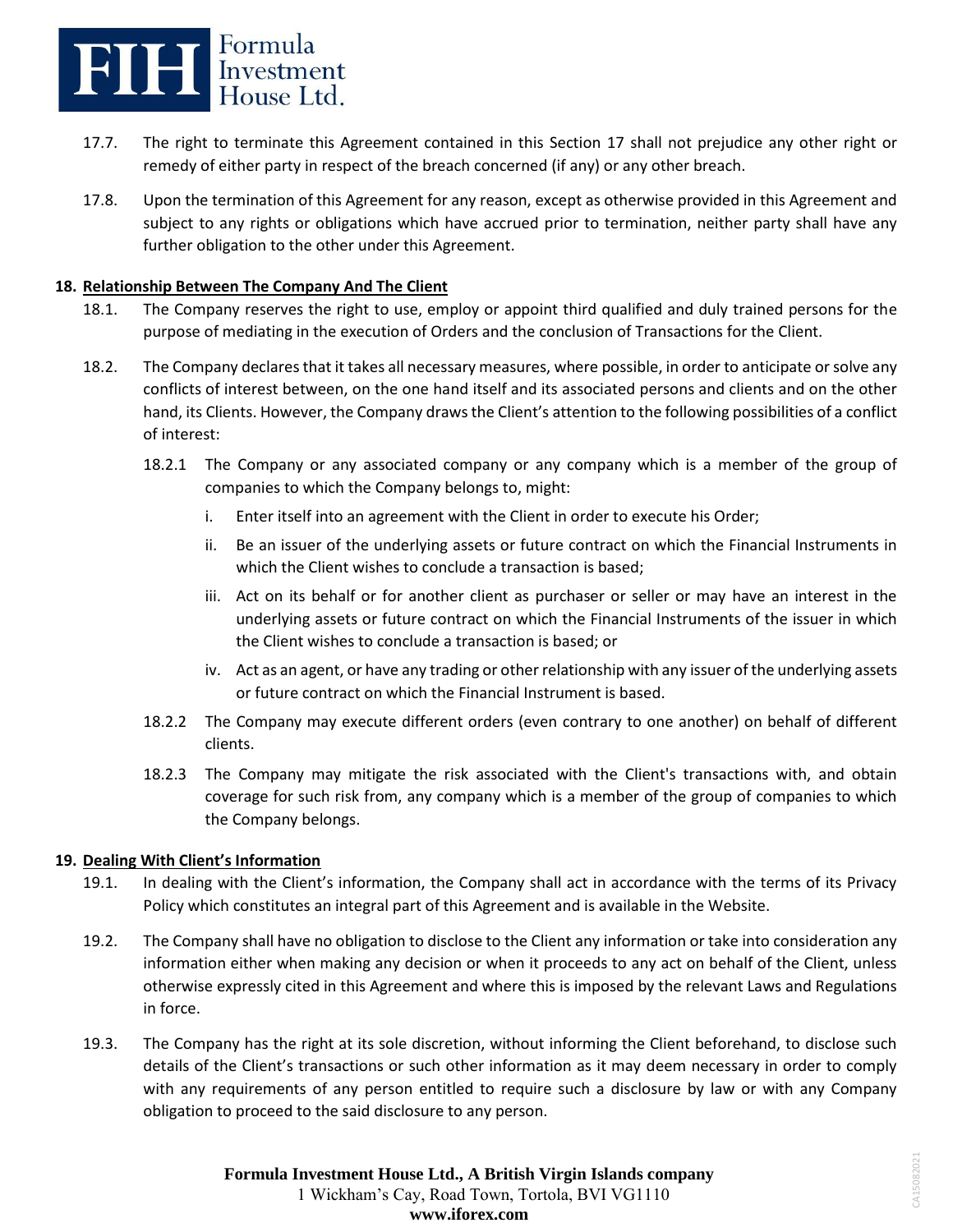17.7. The right to terminate this Agreement contained in this Section 17 shall not prejudice any other right or remedy of either party in respect of the breach concerned (if any) or any other breach.

17.8. Upon the termination of this Agreement for any reason, except as otherwise provided in this Agreement and subject to any rights or obligations which have accrued prior to termination, neither party shall have any further obligation to the other under this Agreement.

## 18. Relationship Between The Company And The Client

18.1. The Company reserves the right to use, employ or appoint third qualified and duly trained persons for the purpose of mediating in the execution of Orders and the conclusion of Transactions for the Client.

18.2. The Company declares that it takes all necessary measures, where possible, in order to anticipate or solve any conflicts of interest between, on the one hand itself and its associated persons and clients and on the other hand, its Clients. However, the Company draws the Client's attention to the following possibilities of a conflict of interest:

18.2.1 The Company or any associated company or any company which is a member of the group of companies to which the Company belongs to, might:

i. Enter itself into an agreement with the Client in order to execute his Order;

ii. Be an issuer of the underlying assets or future contract on which the Financial Instruments in which the Client wishes to conclude a transaction is based;

iii. Act on its behalf or for another client as purchaser or seller or may have an interest in the underlying assets or future contract on which the Financial Instruments of the issuer in which the Client wishes to conclude a transaction is based; or

iv. Act as an agent, or have any trading or other relationship with any issuer of the underlying assets or future contract on which the Financial Instrument is based.

18.2.2 The Company may execute different orders (even contrary to one another) on behalf of different clients.

18.2.3 The Company may mitigate the risk associated with the Client's transactions with, and obtain coverage for such risk from, any company which is a member of the group of companies to which the Company belongs.

## 19. Dealing With Client's Information

19.1. In dealing with the Client's information, the Company shall act in accordance with the terms of its Privacy Policy which constitutes an integral part of this Agreement and is available in the Website.

19.2. The Company shall have no obligation to disclose to the Client any information or take into consideration any information either when making any decision or when it proceeds to any act on behalf of the Client, unless otherwise expressly cited in this Agreement and where this is imposed by the relevant Laws and Regulations in force.

19.3. The Company has the right at its sole discretion, without informing the Client beforehand, to disclose such details of the Client's transactions or such other information as it may deem necessary in order to comply with any requirements of any person entitled to require such a disclosure by law or with any Company obligation to proceed to the said disclosure to any person.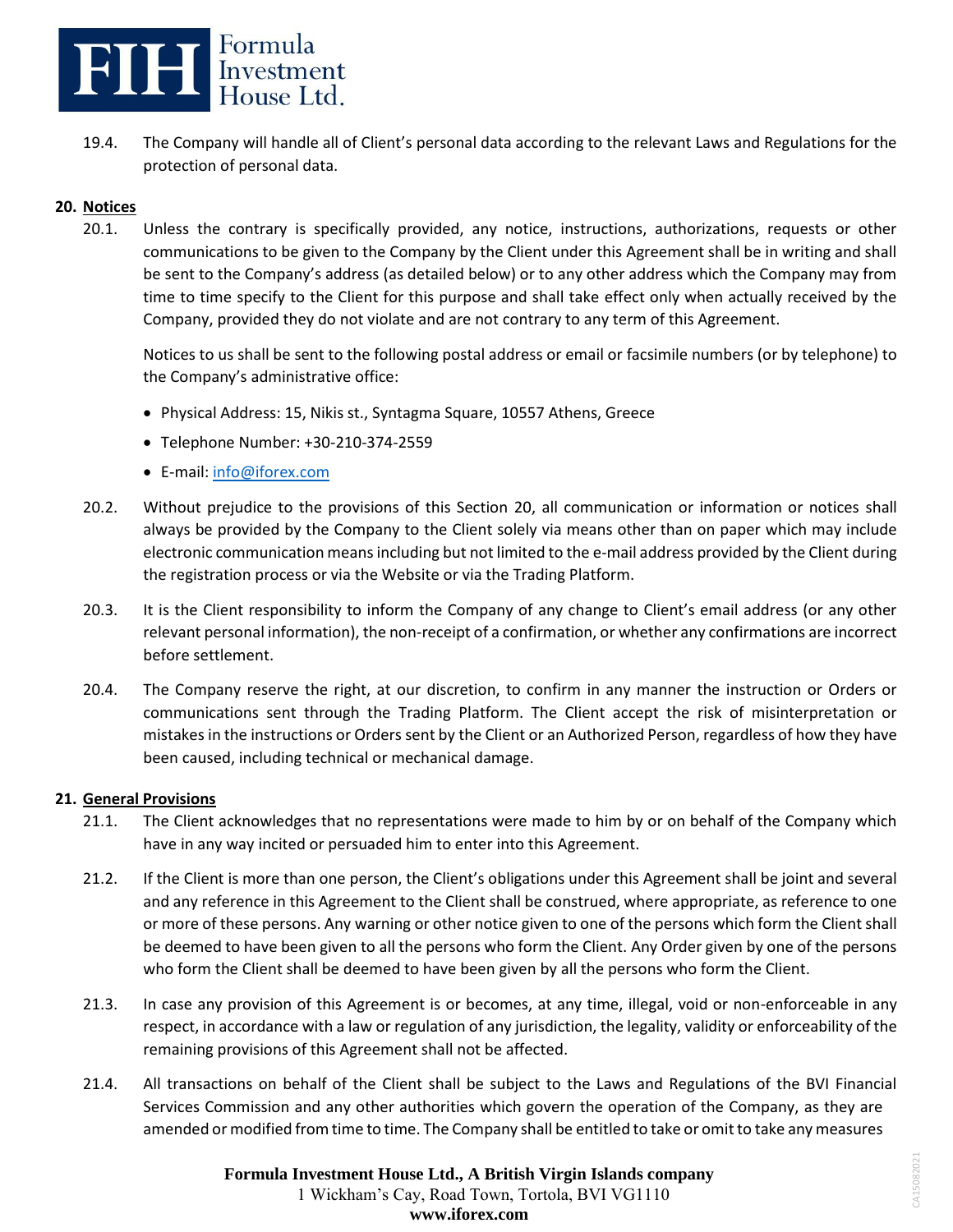19.4. The Company will handle all of Client's personal data according to the relevant Laws and Regulations for the protection of personal data.

## 20. Notices

20.1. Unless the contrary is specifically provided, any notice, instructions, authorizations, requests or other communications to be given to the Company by the Client under this Agreement shall be in writing and shall be sent to the Company's address (as detailed below) or to any other address which the Company may from time to time specify to the Client for this purpose and shall take effect only when actually received by the Company, provided they do not violate and are not contrary to any term of this Agreement.

Notices to us shall be sent to the following postal address or email or facsimile numbers (or by telephone) to the Company's administrative office:

- Physical Address: 15, Nikis st., Syntagma Square, 10557 Athens, Greece
- Telephone Number: +30-210-374-2559
- E-mail: info@iforex.com

20.2. Without prejudice to the provisions of this Section 20, all communication or information or notices shall always be provided by the Company to the Client solely via means other than on paper which may include electronic communication means including but not limited to the e-mail address provided by the Client during the registration process or via the Website or via the Trading Platform.

20.3. It is the Client responsibility to inform the Company of any change to Client's email address (or any other relevant personal information), the non-receipt of a confirmation, or whether any confirmations are incorrect before settlement.

20.4. The Company reserve the right, at our discretion, to confirm in any manner the instruction or Orders or communications sent through the Trading Platform. The Client accept the risk of misinterpretation or mistakes in the instructions or Orders sent by the Client or an Authorized Person, regardless of how they have been caused, including technical or mechanical damage.

## 21. General Provisions

21.1. The Client acknowledges that no representations were made to him by or on behalf of the Company which have in any way incited or persuaded him to enter into this Agreement.

21.2. If the Client is more than one person, the Client's obligations under this Agreement shall be joint and several and any reference in this Agreement to the Client shall be construed, where appropriate, as reference to one or more of these persons. Any warning or other notice given to one of the persons which form the Client shall be deemed to have been given to all the persons who form the Client. Any Order given by one of the persons who form the Client shall be deemed to have been given by all the persons who form the Client.

21.3. In case any provision of this Agreement is or becomes, at any time, illegal, void or non-enforceable in any respect, in accordance with a law or regulation of any jurisdiction, the legality, validity or enforceability of the remaining provisions of this Agreement shall not be affected.

21.4. All transactions on behalf of the Client shall be subject to the Laws and Regulations of the BVI Financial Services Commission and any other authorities which govern the operation of the Company, as they are amended or modified from time to time. The Company shall be entitled to take or omit to take any measures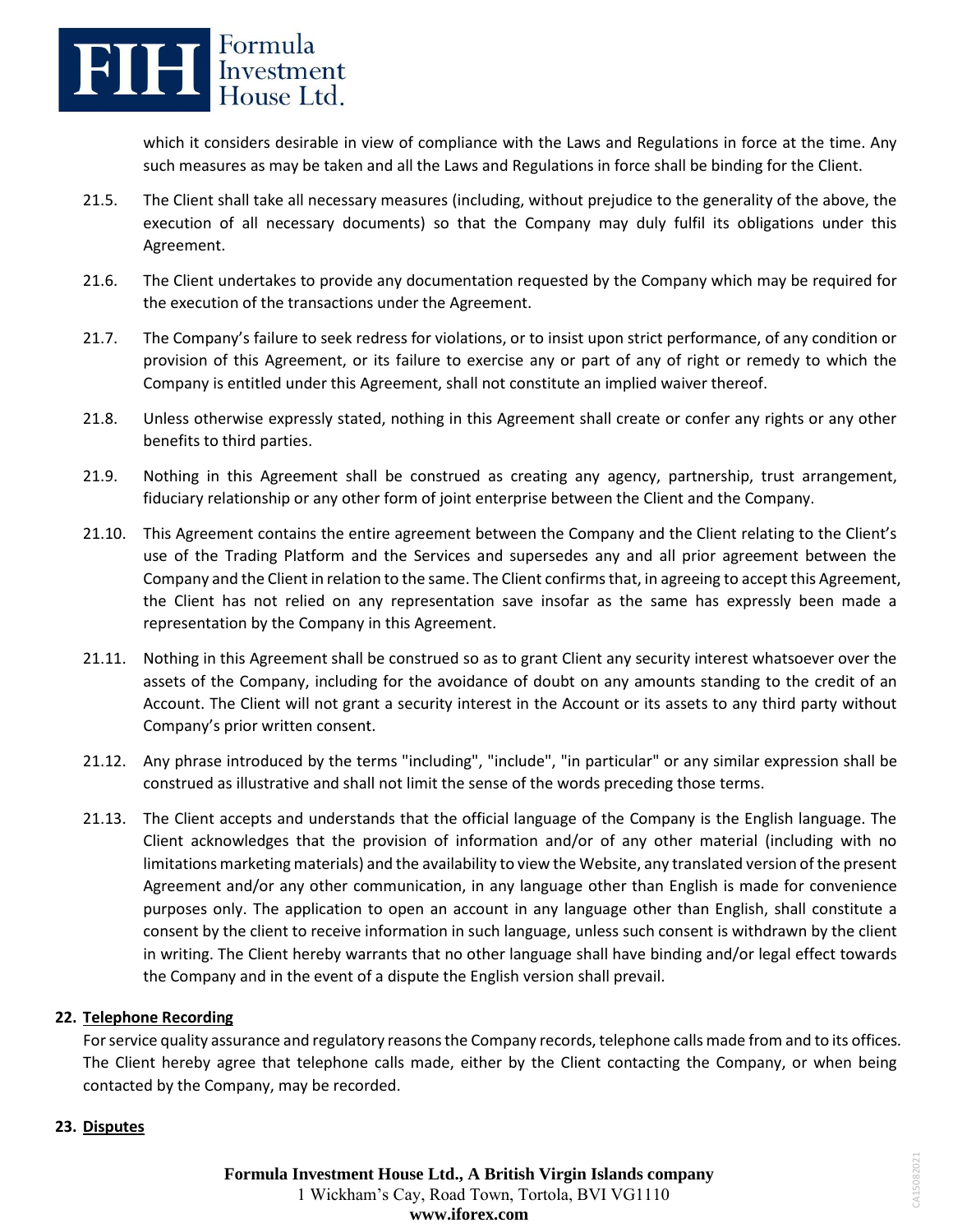which it considers desirable in view of compliance with the Laws and Regulations in force at the time. Any such measures as may be taken and all the Laws and Regulations in force shall be binding for the Client.

21.5. The Client shall take all necessary measures (including, without prejudice to the generality of the above, the execution of all necessary documents) so that the Company may duly fulfil its obligations under this Agreement.

21.6. The Client undertakes to provide any documentation requested by the Company which may be required for the execution of the transactions under the Agreement.

21.7. The Company's failure to seek redress for violations, or to insist upon strict performance, of any condition or provision of this Agreement, or its failure to exercise any or part of any of right or remedy to which the Company is entitled under this Agreement, shall not constitute an implied waiver thereof.

21.8. Unless otherwise expressly stated, nothing in this Agreement shall create or confer any rights or any other benefits to third parties.

21.9. Nothing in this Agreement shall be construed as creating any agency, partnership, trust arrangement, fiduciary relationship or any other form of joint enterprise between the Client and the Company.

21.10. This Agreement contains the entire agreement between the Company and the Client relating to the Client's use of the Trading Platform and the Services and supersedes any and all prior agreement between the Company and the Client in relation to the same. The Client confirms that, in agreeing to accept this Agreement, the Client has not relied on any representation save insofar as the same has expressly been made a representation by the Company in this Agreement.

21.11. Nothing in this Agreement shall be construed so as to grant Client any security interest whatsoever over the assets of the Company, including for the avoidance of doubt on any amounts standing to the credit of an Account. The Client will not grant a security interest in the Account or its assets to any third party without Company's prior written consent.

21.12. Any phrase introduced by the terms "including", "include", "in particular" or any similar expression shall be construed as illustrative and shall not limit the sense of the words preceding those terms.

21.13. The Client accepts and understands that the official language of the Company is the English language. The Client acknowledges that the provision of information and/or of any other material (including with no limitations marketing materials) and the availability to view the Website, any translated version of the present Agreement and/or any other communication, in any language other than English is made for convenience purposes only. The application to open an account in any language other than English, shall constitute a consent by the client to receive information in such language, unless such consent is withdrawn by the client in writing. The Client hereby warrants that no other language shall have binding and/or legal effect towards the Company and in the event of a dispute the English version shall prevail.

## 22. Telephone Recording

For service quality assurance and regulatory reasons the Company records, telephone calls made from and to its offices. The Client hereby agree that telephone calls made, either by the Client contacting the Company, or when being contacted by the Company, may be recorded.

## 23. Disputes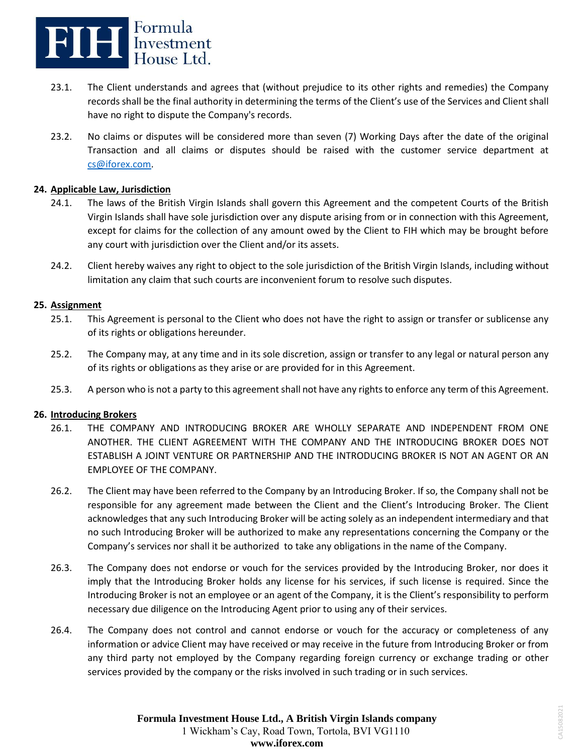23.1. The Client understands and agrees that (without prejudice to its other rights and remedies) the Company records shall be the final authority in determining the terms of the Client's use of the Services and Client shall have no right to dispute the Company's records.

23.2. No claims or disputes will be considered more than seven (7) Working Days after the date of the original Transaction and all claims or disputes should be raised with the customer service department at cs@iforex.com.

**24. Applicable Law, Jurisdiction**

24.1. The laws of the British Virgin Islands shall govern this Agreement and the competent Courts of the British Virgin Islands shall have sole jurisdiction over any dispute arising from or in connection with this Agreement, except for claims for the collection of any amount owed by the Client to FIH which may be brought before any court with jurisdiction over the Client and/or its assets.

24.2. Client hereby waives any right to object to the sole jurisdiction of the British Virgin Islands, including without limitation any claim that such courts are inconvenient forum to resolve such disputes.

**25. Assignment**

25.1. This Agreement is personal to the Client who does not have the right to assign or transfer or sublicense any of its rights or obligations hereunder.

25.2. The Company may, at any time and in its sole discretion, assign or transfer to any legal or natural person any of its rights or obligations as they arise or are provided for in this Agreement.

25.3. A person who is not a party to this agreement shall not have any rights to enforce any term of this Agreement.

**26. Introducing Brokers**

26.1. THE COMPANY AND INTRODUCING BROKER ARE WHOLLY SEPARATE AND INDEPENDENT FROM ONE ANOTHER. THE CLIENT AGREEMENT WITH THE COMPANY AND THE INTRODUCING BROKER DOES NOT ESTABLISH A JOINT VENTURE OR PARTNERSHIP AND THE INTRODUCING BROKER IS NOT AN AGENT OR AN EMPLOYEE OF THE COMPANY.

26.2. The Client may have been referred to the Company by an Introducing Broker. If so, the Company shall not be responsible for any agreement made between the Client and the Client's Introducing Broker. The Client acknowledges that any such Introducing Broker will be acting solely as an independent intermediary and that no such Introducing Broker will be authorized to make any representations concerning the Company or the Company's services nor shall it be authorized to take any obligations in the name of the Company.

26.3. The Company does not endorse or vouch for the services provided by the Introducing Broker, nor does it imply that the Introducing Broker holds any license for his services, if such license is required. Since the Introducing Broker is not an employee or an agent of the Company, it is the Client's responsibility to perform necessary due diligence on the Introducing Agent prior to using any of their services.

26.4. The Company does not control and cannot endorse or vouch for the accuracy or completeness of any information or advice Client may have received or may receive in the future from Introducing Broker or from any third party not employed by the Company regarding foreign currency or exchange trading or other services provided by the company or the risks involved in such trading or in such services.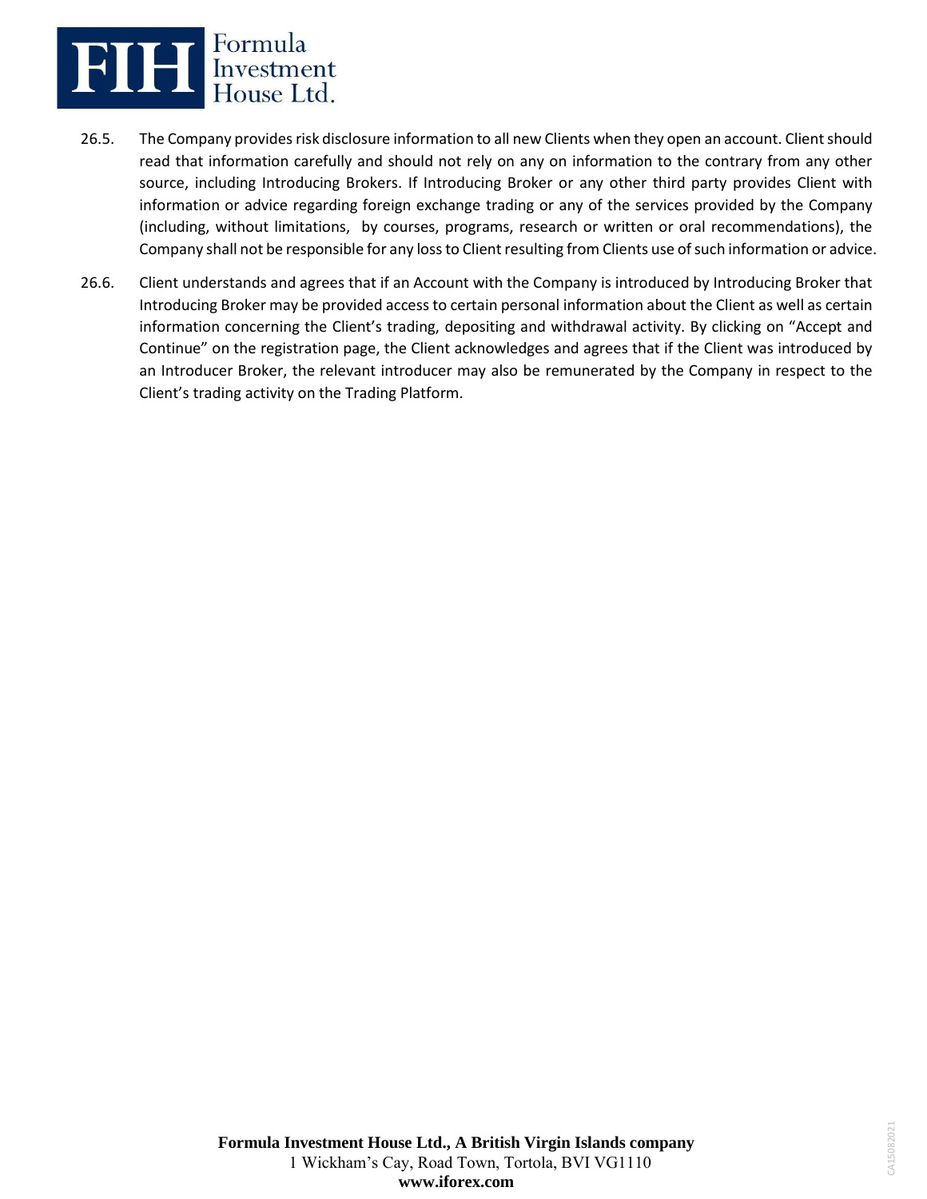26.5. The Company provides risk disclosure information to all new Clients when they open an account. Client should read that information carefully and should not rely on any on information to the contrary from any other source, including Introducing Brokers. If Introducing Broker or any other third party provides Client with information or advice regarding foreign exchange trading or any of the services provided by the Company (including, without limitations, by courses, programs, research or written or oral recommendations), the Company shall not be responsible for any loss to Client resulting from Clients use of such information or advice.

26.6. Client understands and agrees that if an Account with the Company is introduced by Introducing Broker that Introducing Broker may be provided access to certain personal information about the Client as well as certain information concerning the Client's trading, depositing and withdrawal activity. By clicking on "Accept and Continue" on the registration page, the Client acknowledges and agrees that if the Client was introduced by an Introducer Broker, the relevant introducer may also be remunerated by the Company in respect to the Client's trading activity on the Trading Platform.